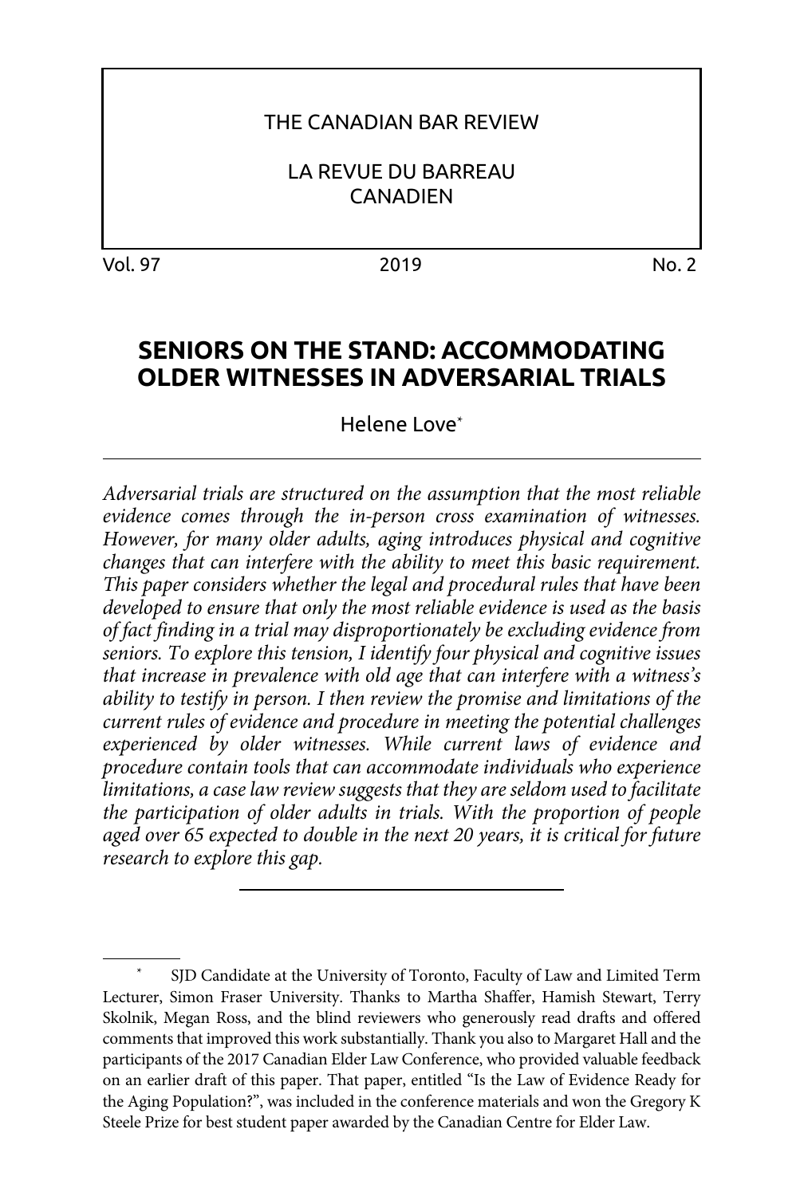THE CANADIAN BAR REVIEW

LA REVUE DU BARREAU CANADIEN

Vol. 97 2019 No. 2

# SENIORS ON THE STAND: ACCOMMODATING OLDER WITNESSES IN ADVERSARIAL TRIALS

Helene Love*

*Adversarial trials are structured on the assumption that the most reliable evidence comes through the in-person cross examination of witnesses. However, for many older adults, aging introduces physical and cognitive changes that can interfere with the ability to meet this basic requirement. This paper considers whether the legal and procedural rules that have been developed to ensure that only the most reliable evidence is used as the basis of fact finding in a trial may disproportionately be excluding evidence from seniors. To explore this tension, I identify four physical and cognitive issues that increase in prevalence with old age that can interfere with a witness's ability to testify in person. I then review the promise and limitations of the current rules of evidence and procedure in meeting the potential challenges experienced by older witnesses. While current laws of evidence and procedure contain tools that can accommodate individuals who experience limitations, a case law review suggests that they are seldom used to facilitate the participation of older adults in trials. With the proportion of people aged over 65 expected to double in the next 20 years, it is critical for future research to explore this gap.*

---

\* SJD Candidate at the University of Toronto, Faculty of Law and Limited Term Lecturer, Simon Fraser University. Thanks to Martha Shaffer, Hamish Stewart, Terry Skolnik, Megan Ross, and the blind reviewers who generously read drafts and offered comments that improved this work substantially. Thank you also to Margaret Hall and the participants of the 2017 Canadian Elder Law Conference, who provided valuable feedback on an earlier draft of this paper. That paper, entitled "Is the Law of Evidence Ready for the Aging Population?", was included in the conference materials and won the Gregory K Steele Prize for best student paper awarded by the Canadian Centre for Elder Law.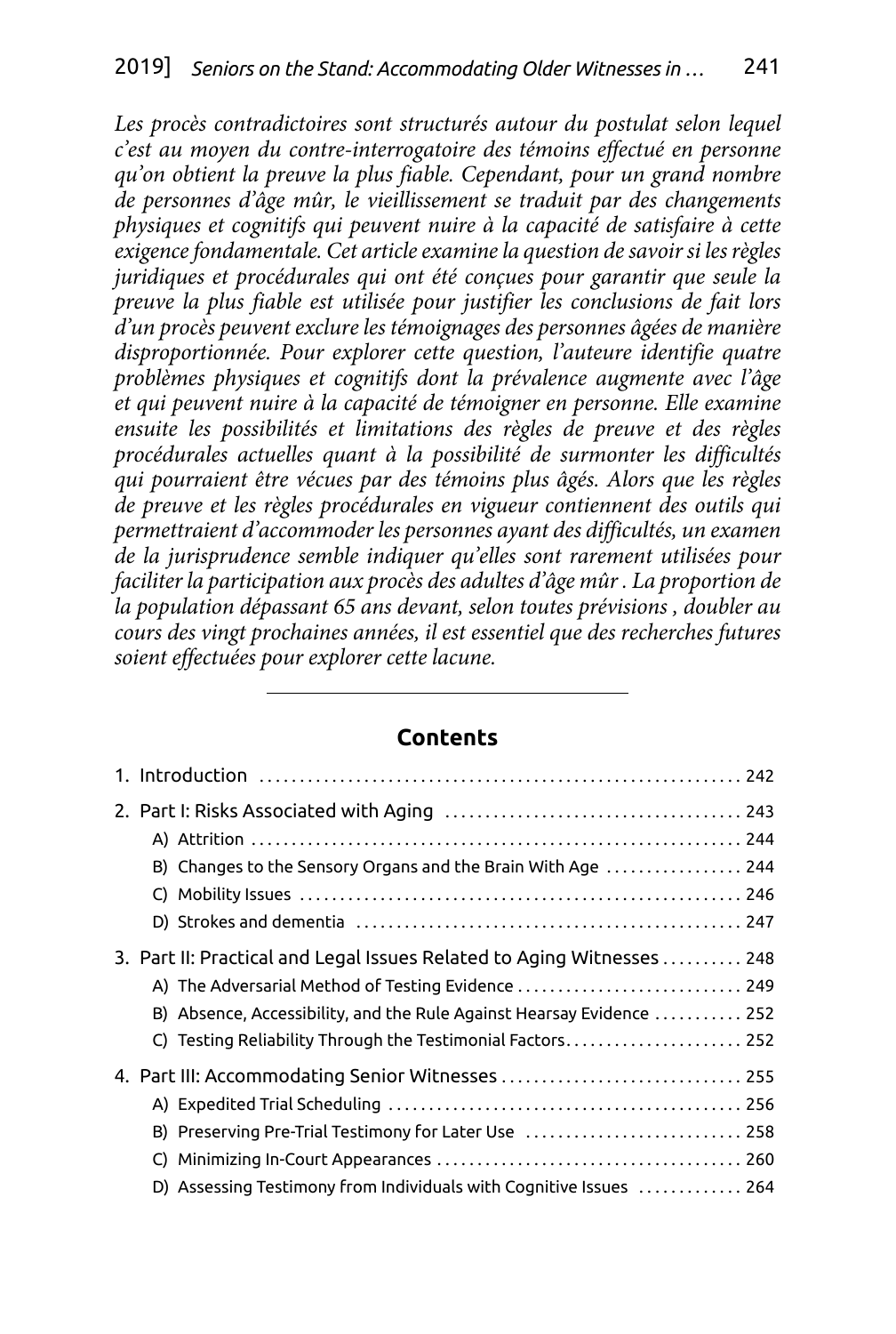*Les procès contradictoires sont structurés autour du postulat selon lequel c'est au moyen du contre-interrogatoire des témoins effectué en personne qu'on obtient la preuve la plus fiable. Cependant, pour un grand nombre de personnes d'âge mûr, le vieillissement se traduit par des changements physiques et cognitifs qui peuvent nuire à la capacité de satisfaire à cette exigence fondamentale. Cet article examine la question de savoir si les règles juridiques et procédurales qui ont été conçues pour garantir que seule la preuve la plus fiable est utilisée pour justifier les conclusions de fait lors d'un procès peuvent exclure les témoignages des personnes âgées de manière disproportionnée. Pour explorer cette question, l'auteure identifie quatre problèmes physiques et cognitifs dont la prévalence augmente avec l'âge et qui peuvent nuire à la capacité de témoigner en personne. Elle examine ensuite les possibilités et limitations des règles de preuve et des règles procédurales actuelles quant à la possibilité de surmonter les difficultés qui pourraient être vécues par des témoins plus âgés. Alors que les règles de preuve et les règles procédurales en vigueur contiennent des outils qui permettraient d'accommoder les personnes ayant des difficultés, un examen de la jurisprudence semble indiquer qu'elles sont rarement utilisées pour faciliter la participation aux procès des adultes d'âge mûr . La proportion de la population dépassant 65 ans devant, selon toutes prévisions , doubler au cours des vingt prochaines années, il est essentiel que des recherches futures soient effectuées pour explorer cette lacune.*

---

## Contents

1. Introduction ..... 242
2. Part I: Risks Associated with Aging ..... 243
   - A) Attrition ..... 244
   - B) Changes to the Sensory Organs and the Brain With Age ..... 244
   - C) Mobility Issues ..... 246
   - D) Strokes and dementia ..... 247
3. Part II: Practical and Legal Issues Related to Aging Witnesses ..... 248
   - A) The Adversarial Method of Testing Evidence ..... 249
   - B) Absence, Accessibility, and the Rule Against Hearsay Evidence ..... 252
   - C) Testing Reliability Through the Testimonial Factors ..... 252
4. Part III: Accommodating Senior Witnesses ..... 255
   - A) Expedited Trial Scheduling ..... 256
   - B) Preserving Pre-Trial Testimony for Later Use ..... 258
   - C) Minimizing In-Court Appearances ..... 260
   - D) Assessing Testimony from Individuals with Cognitive Issues ..... 264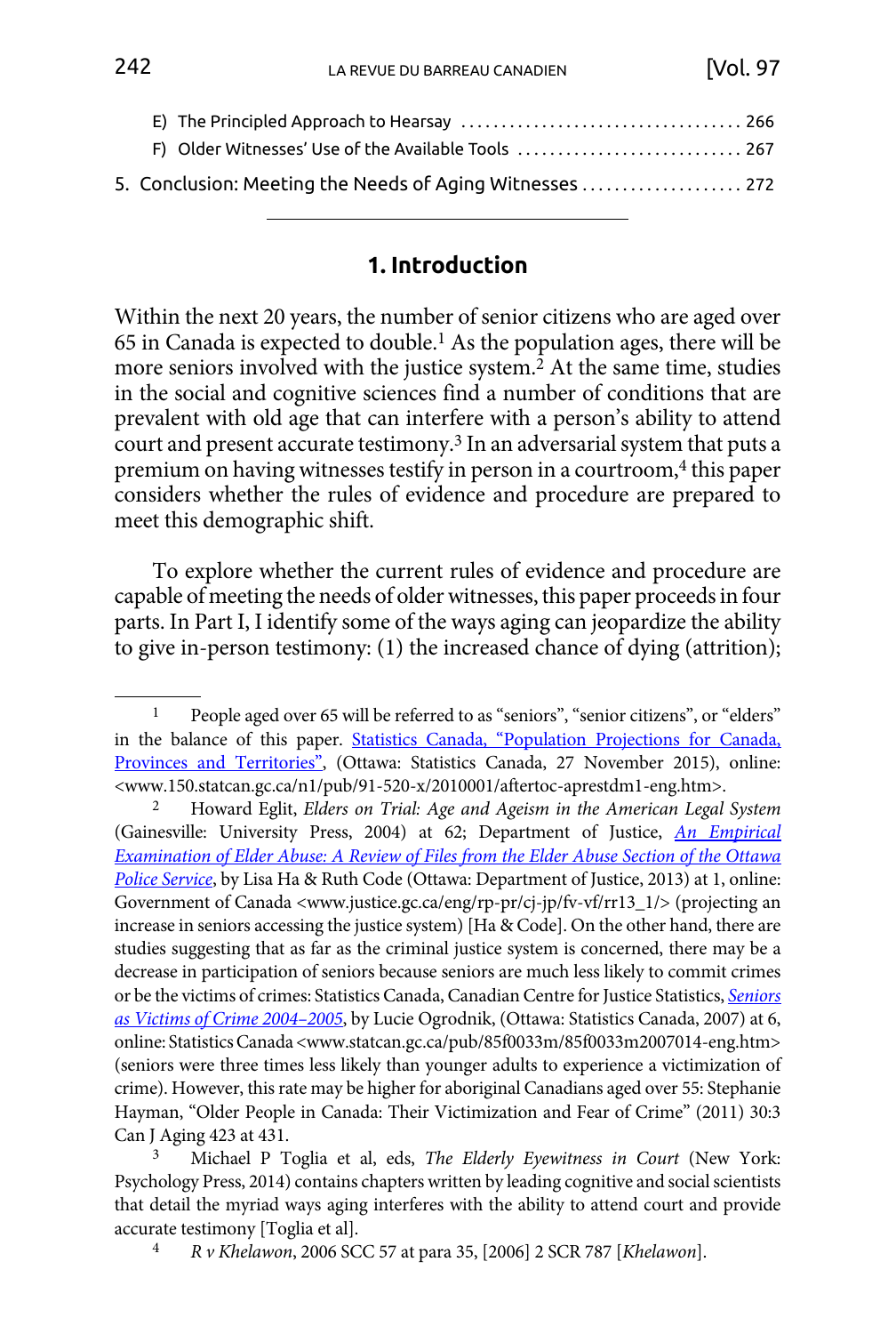E) The Principled Approach to Hearsay .................................. 266

F) Older Witnesses' Use of the Available Tools ............................ 267

5. Conclusion: Meeting the Needs of Aging Witnesses .................... 272

---

## 1. Introduction

Within the next 20 years, the number of senior citizens who are aged over 65 in Canada is expected to double.[1] As the population ages, there will be more seniors involved with the justice system.[2] At the same time, studies in the social and cognitive sciences find a number of conditions that are prevalent with old age that can interfere with a person's ability to attend court and present accurate testimony.[3] In an adversarial system that puts a premium on having witnesses testify in person in a courtroom,[4] this paper considers whether the rules of evidence and procedure are prepared to meet this demographic shift.

To explore whether the current rules of evidence and procedure are capable of meeting the needs of older witnesses, this paper proceeds in four parts. In Part I, I identify some of the ways aging can jeopardize the ability to give in-person testimony: (1) the increased chance of dying (attrition);

---

[1] People aged over 65 will be referred to as "seniors", "senior citizens", or "elders" in the balance of this paper. Statistics Canada, "Population Projections for Canada, Provinces and Territories", (Ottawa: Statistics Canada, 27 November 2015), online: <www.150.statcan.gc.ca/n1/pub/91-520-x/2010001/aftertoc-aprestdm1-eng.htm>.

[2] Howard Eglit, *Elders on Trial: Age and Ageism in the American Legal System* (Gainesville: University Press, 2004) at 62; Department of Justice, *An Empirical Examination of Elder Abuse: A Review of Files from the Elder Abuse Section of the Ottawa Police Service*, by Lisa Ha & Ruth Code (Ottawa: Department of Justice, 2013) at 1, online: Government of Canada <www.justice.gc.ca/eng/rp-pr/cj-jp/fv-vf/rr13_1/> (projecting an increase in seniors accessing the justice system) [Ha & Code]. On the other hand, there are studies suggesting that as far as the criminal justice system is concerned, there may be a decrease in participation of seniors because seniors are much less likely to commit crimes or be the victims of crimes: Statistics Canada, Canadian Centre for Justice Statistics, *Seniors as Victims of Crime 2004–2005*, by Lucie Ogrodnik, (Ottawa: Statistics Canada, 2007) at 6, online: Statistics Canada <www.statcan.gc.ca/pub/85f0033m/85f0033m2007014-eng.htm> (seniors were three times less likely than younger adults to experience a victimization of crime). However, this rate may be higher for aboriginal Canadians aged over 55: Stephanie Hayman, "Older People in Canada: Their Victimization and Fear of Crime" (2011) 30:3 Can J Aging 423 at 431.

[3] Michael P Toglia et al, eds, *The Elderly Eyewitness in Court* (New York: Psychology Press, 2014) contains chapters written by leading cognitive and social scientists that detail the myriad ways aging interferes with the ability to attend court and provide accurate testimony [Toglia et al].

[4] *R v Khelawon*, 2006 SCC 57 at para 35, [2006] 2 SCR 787 [*Khelawon*].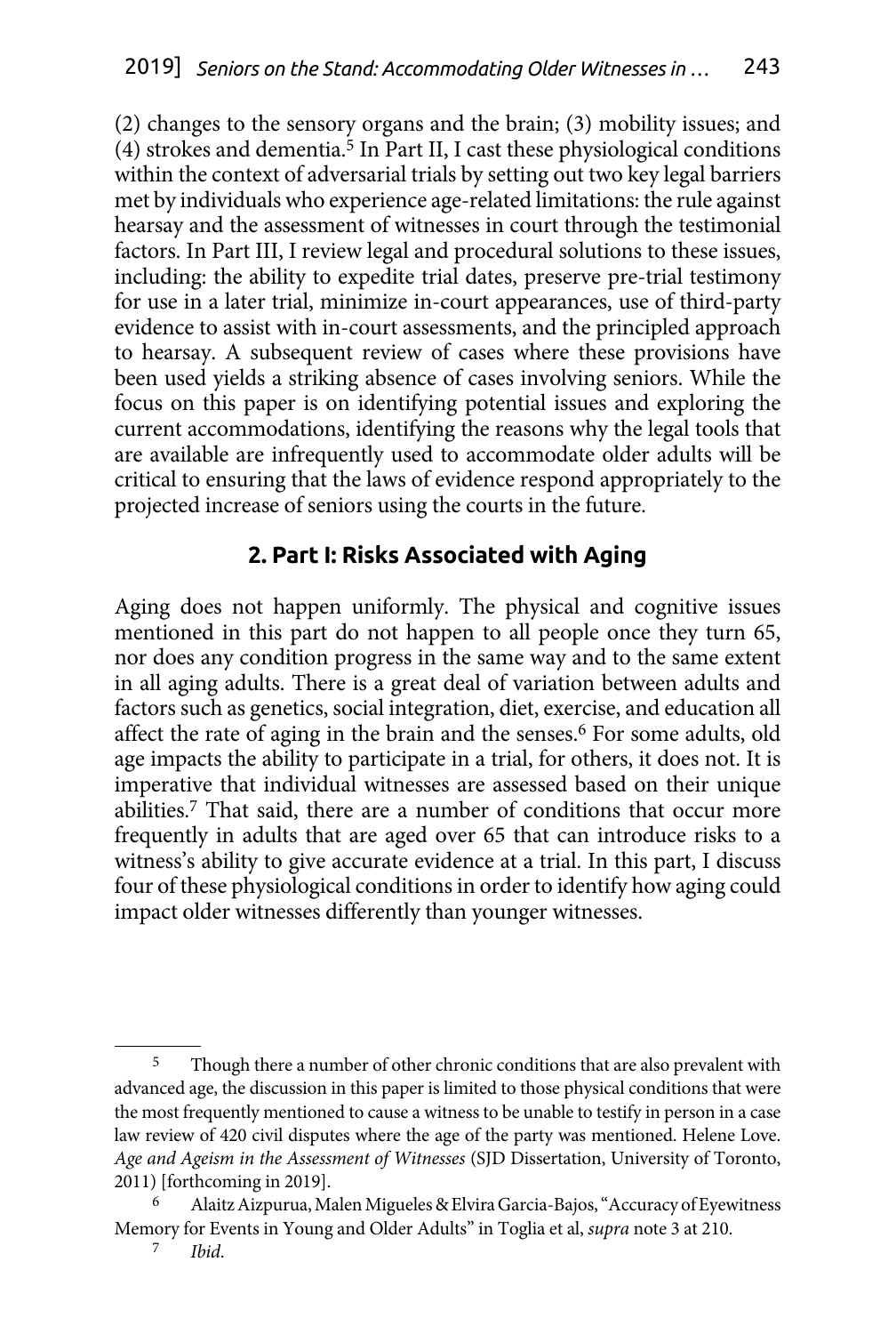(2) changes to the sensory organs and the brain; (3) mobility issues; and (4) strokes and dementia.[5] In Part II, I cast these physiological conditions within the context of adversarial trials by setting out two key legal barriers met by individuals who experience age-related limitations: the rule against hearsay and the assessment of witnesses in court through the testimonial factors. In Part III, I review legal and procedural solutions to these issues, including: the ability to expedite trial dates, preserve pre-trial testimony for use in a later trial, minimize in-court appearances, use of third-party evidence to assist with in-court assessments, and the principled approach to hearsay. A subsequent review of cases where these provisions have been used yields a striking absence of cases involving seniors. While the focus on this paper is on identifying potential issues and exploring the current accommodations, identifying the reasons why the legal tools that are available are infrequently used to accommodate older adults will be critical to ensuring that the laws of evidence respond appropriately to the projected increase of seniors using the courts in the future.

## 2. Part I: Risks Associated with Aging

Aging does not happen uniformly. The physical and cognitive issues mentioned in this part do not happen to all people once they turn 65, nor does any condition progress in the same way and to the same extent in all aging adults. There is a great deal of variation between adults and factors such as genetics, social integration, diet, exercise, and education all affect the rate of aging in the brain and the senses.[6] For some adults, old age impacts the ability to participate in a trial, for others, it does not. It is imperative that individual witnesses are assessed based on their unique abilities.[7] That said, there are a number of conditions that occur more frequently in adults that are aged over 65 that can introduce risks to a witness's ability to give accurate evidence at a trial. In this part, I discuss four of these physiological conditions in order to identify how aging could impact older witnesses differently than younger witnesses.

---

[5] Though there a number of other chronic conditions that are also prevalent with advanced age, the discussion in this paper is limited to those physical conditions that were the most frequently mentioned to cause a witness to be unable to testify in person in a case law review of 420 civil disputes where the age of the party was mentioned. Helene Love. *Age and Ageism in the Assessment of Witnesses* (SJD Dissertation, University of Toronto, 2011) [forthcoming in 2019].

[6] Alaitz Aizpurua, Malen Migueles & Elvira Garcia-Bajos, "Accuracy of Eyewitness Memory for Events in Young and Older Adults" in Toglia et al, *supra* note 3 at 210.

[7] *Ibid.*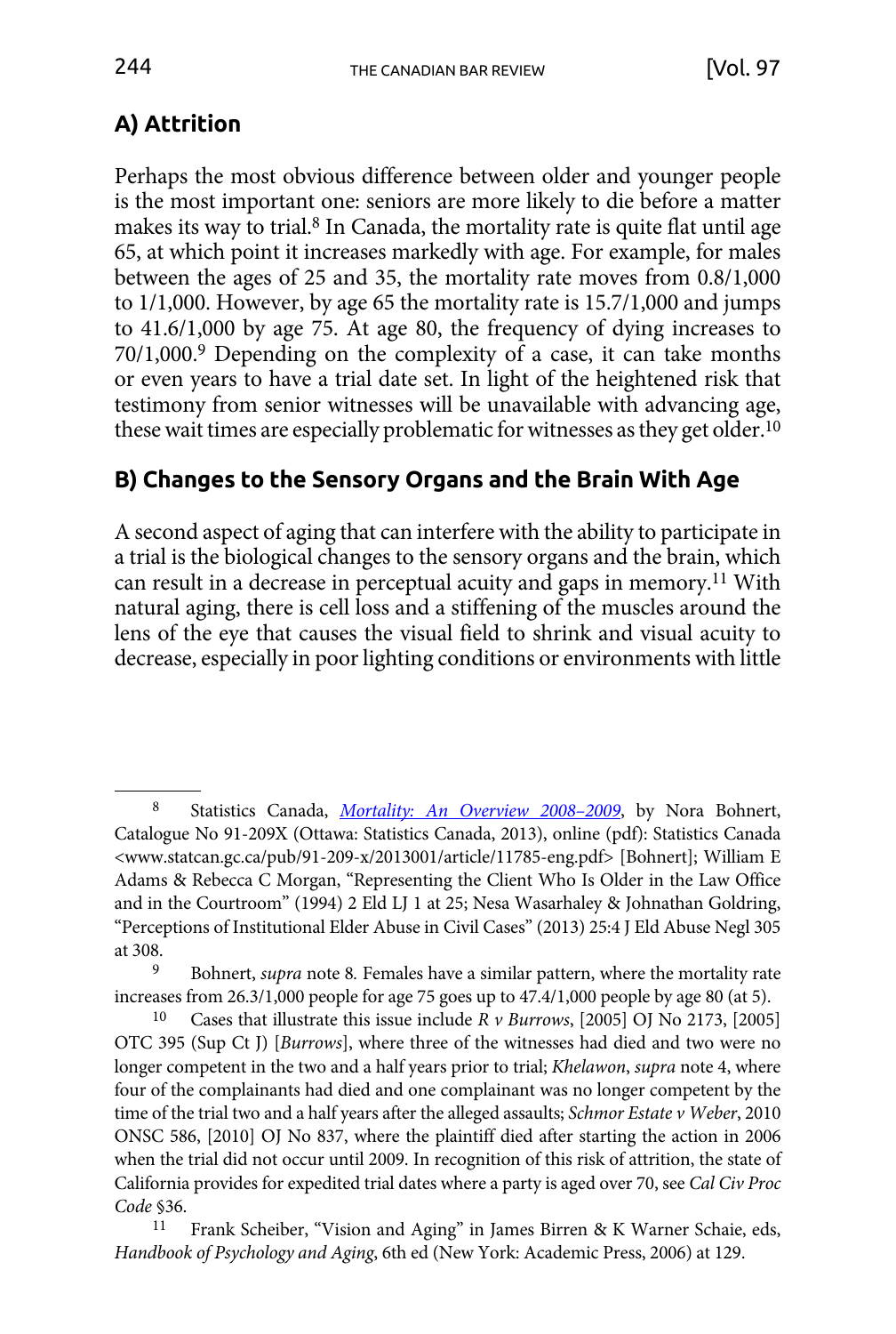## A) Attrition

Perhaps the most obvious difference between older and younger people is the most important one: seniors are more likely to die before a matter makes its way to trial.[8] In Canada, the mortality rate is quite flat until age 65, at which point it increases markedly with age. For example, for males between the ages of 25 and 35, the mortality rate moves from 0.8/1,000 to 1/1,000. However, by age 65 the mortality rate is 15.7/1,000 and jumps to 41.6/1,000 by age 75. At age 80, the frequency of dying increases to 70/1,000.[9] Depending on the complexity of a case, it can take months or even years to have a trial date set. In light of the heightened risk that testimony from senior witnesses will be unavailable with advancing age, these wait times are especially problematic for witnesses as they get older.[10]

## B) Changes to the Sensory Organs and the Brain With Age

A second aspect of aging that can interfere with the ability to participate in a trial is the biological changes to the sensory organs and the brain, which can result in a decrease in perceptual acuity and gaps in memory.[11] With natural aging, there is cell loss and a stiffening of the muscles around the lens of the eye that causes the visual field to shrink and visual acuity to decrease, especially in poor lighting conditions or environments with little

---

8 Statistics Canada, *Mortality: An Overview 2008–2009*, by Nora Bohnert, Catalogue No 91-209X (Ottawa: Statistics Canada, 2013), online (pdf): Statistics Canada <www.statcan.gc.ca/pub/91-209-x/2013001/article/11785-eng.pdf> [Bohnert]; William E Adams & Rebecca C Morgan, "Representing the Client Who Is Older in the Law Office and in the Courtroom" (1994) 2 Eld LJ 1 at 25; Nesa Wasarhaley & Johnathan Goldring, "Perceptions of Institutional Elder Abuse in Civil Cases" (2013) 25:4 J Eld Abuse Negl 305 at 308.

9 Bohnert, *supra* note 8. Females have a similar pattern, where the mortality rate increases from 26.3/1,000 people for age 75 goes up to 47.4/1,000 people by age 80 (at 5).

10 Cases that illustrate this issue include *R v Burrows*, [2005] OJ No 2173, [2005] OTC 395 (Sup Ct J) [*Burrows*], where three of the witnesses had died and two were no longer competent in the two and a half years prior to trial; *Khelawon*, *supra* note 4, where four of the complainants had died and one complainant was no longer competent by the time of the trial two and a half years after the alleged assaults; *Schmor Estate v Weber*, 2010 ONSC 586, [2010] OJ No 837, where the plaintiff died after starting the action in 2006 when the trial did not occur until 2009. In recognition of this risk of attrition, the state of California provides for expedited trial dates where a party is aged over 70, see *Cal Civ Proc Code* §36.

11 Frank Scheiber, "Vision and Aging" in James Birren & K Warner Schaie, eds, *Handbook of Psychology and Aging*, 6th ed (New York: Academic Press, 2006) at 129.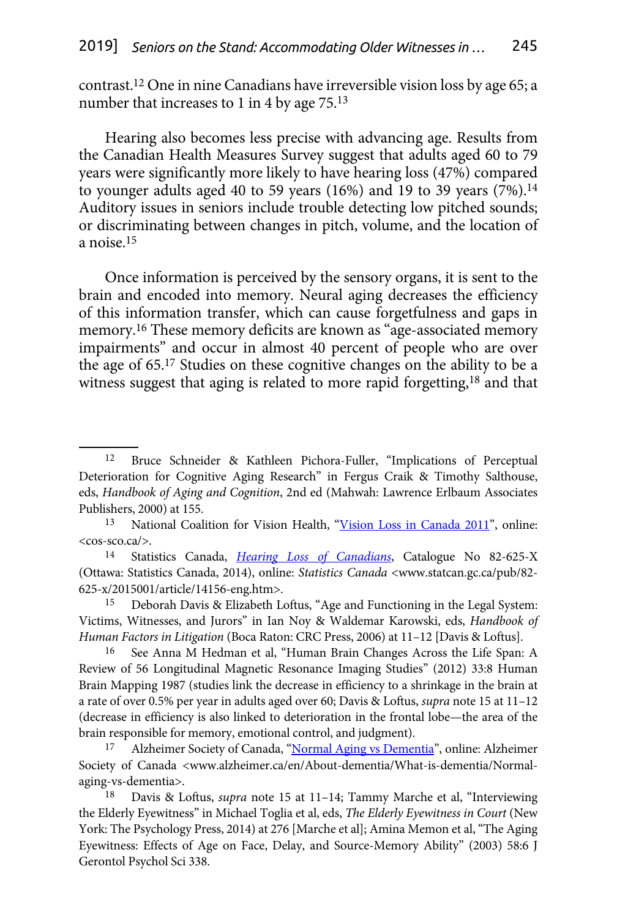contrast.[12] One in nine Canadians have irreversible vision loss by age 65; a number that increases to 1 in 4 by age 75.[13]

Hearing also becomes less precise with advancing age. Results from the Canadian Health Measures Survey suggest that adults aged 60 to 79 years were significantly more likely to have hearing loss (47%) compared to younger adults aged 40 to 59 years (16%) and 19 to 39 years (7%).[14] Auditory issues in seniors include trouble detecting low pitched sounds; or discriminating between changes in pitch, volume, and the location of a noise.[15]

Once information is perceived by the sensory organs, it is sent to the brain and encoded into memory. Neural aging decreases the efficiency of this information transfer, which can cause forgetfulness and gaps in memory.[16] These memory deficits are known as "age-associated memory impairments" and occur in almost 40 percent of people who are over the age of 65.[17] Studies on these cognitive changes on the ability to be a witness suggest that aging is related to more rapid forgetting,[18] and that

---

[12] Bruce Schneider & Kathleen Pichora-Fuller, "Implications of Perceptual Deterioration for Cognitive Aging Research" in Fergus Craik & Timothy Salthouse, eds, *Handbook of Aging and Cognition*, 2nd ed (Mahwah: Lawrence Erlbaum Associates Publishers, 2000) at 155.

[13] National Coalition for Vision Health, "Vision Loss in Canada 2011", online: <cos-sco.ca/>.

[14] Statistics Canada, *Hearing Loss of Canadians*, Catalogue No 82-625-X (Ottawa: Statistics Canada, 2014), online: *Statistics Canada* <www.statcan.gc.ca/pub/82-625-x/2015001/article/14156-eng.htm>.

[15] Deborah Davis & Elizabeth Loftus, "Age and Functioning in the Legal System: Victims, Witnesses, and Jurors" in Ian Noy & Waldemar Karowski, eds, *Handbook of Human Factors in Litigation* (Boca Raton: CRC Press, 2006) at 11–12 [Davis & Loftus].

[16] See Anna M Hedman et al, "Human Brain Changes Across the Life Span: A Review of 56 Longitudinal Magnetic Resonance Imaging Studies" (2012) 33:8 Human Brain Mapping 1987 (studies link the decrease in efficiency to a shrinkage in the brain at a rate of over 0.5% per year in adults aged over 60; Davis & Loftus, *supra* note 15 at 11–12 (decrease in efficiency is also linked to deterioration in the frontal lobe—the area of the brain responsible for memory, emotional control, and judgment).

[17] Alzheimer Society of Canada, "Normal Aging vs Dementia", online: Alzheimer Society of Canada <www.alzheimer.ca/en/About-dementia/What-is-dementia/Normal-aging-vs-dementia>.

[18] Davis & Loftus, *supra* note 15 at 11–14; Tammy Marche et al, "Interviewing the Elderly Eyewitness" in Michael Toglia et al, eds, *The Elderly Eyewitness in Court* (New York: The Psychology Press, 2014) at 276 [Marche et al]; Amina Memon et al, "The Aging Eyewitness: Effects of Age on Face, Delay, and Source-Memory Ability" (2003) 58:6 J Gerontol Psychol Sci 338.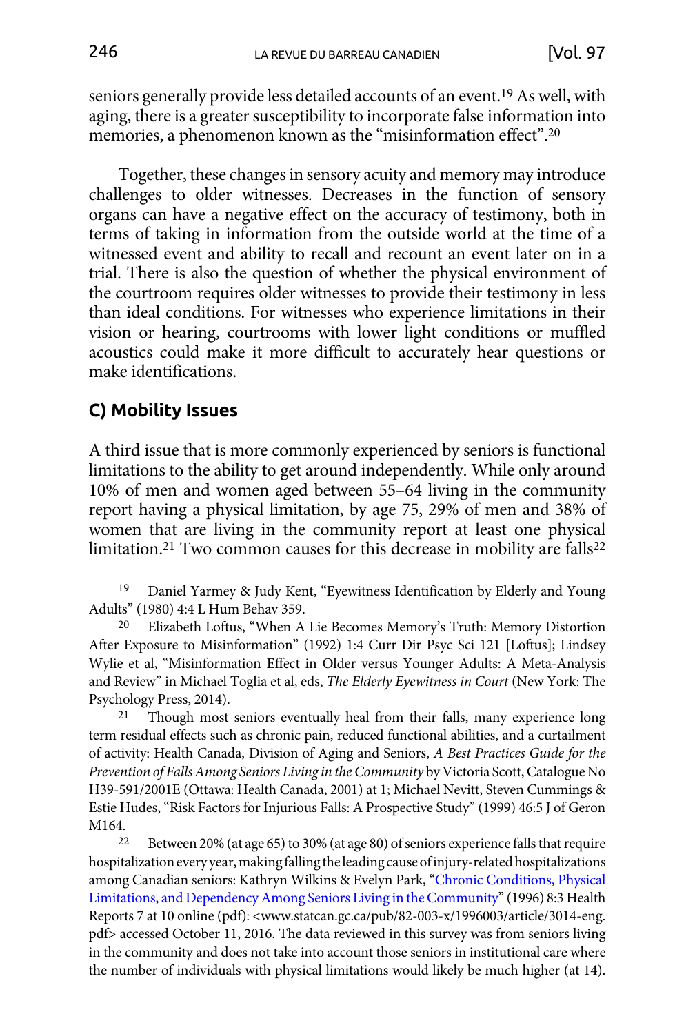seniors generally provide less detailed accounts of an event.[19] As well, with aging, there is a greater susceptibility to incorporate false information into memories, a phenomenon known as the "misinformation effect".[20]

Together, these changes in sensory acuity and memory may introduce challenges to older witnesses. Decreases in the function of sensory organs can have a negative effect on the accuracy of testimony, both in terms of taking in information from the outside world at the time of a witnessed event and ability to recall and recount an event later on in a trial. There is also the question of whether the physical environment of the courtroom requires older witnesses to provide their testimony in less than ideal conditions. For witnesses who experience limitations in their vision or hearing, courtrooms with lower light conditions or muffled acoustics could make it more difficult to accurately hear questions or make identifications.

## C) Mobility Issues

A third issue that is more commonly experienced by seniors is functional limitations to the ability to get around independently. While only around 10% of men and women aged between 55–64 living in the community report having a physical limitation, by age 75, 29% of men and 38% of women that are living in the community report at least one physical limitation.[21] Two common causes for this decrease in mobility are falls[22]

---

[19] Daniel Yarmey & Judy Kent, "Eyewitness Identification by Elderly and Young Adults" (1980) 4:4 L Hum Behav 359.

[20] Elizabeth Loftus, "When A Lie Becomes Memory's Truth: Memory Distortion After Exposure to Misinformation" (1992) 1:4 Curr Dir Psyc Sci 121 [Loftus]; Lindsey Wylie et al, "Misinformation Effect in Older versus Younger Adults: A Meta-Analysis and Review" in Michael Toglia et al, eds, *The Elderly Eyewitness in Court* (New York: The Psychology Press, 2014).

[21] Though most seniors eventually heal from their falls, many experience long term residual effects such as chronic pain, reduced functional abilities, and a curtailment of activity: Health Canada, Division of Aging and Seniors, *A Best Practices Guide for the Prevention of Falls Among Seniors Living in the Community* by Victoria Scott, Catalogue No H39-591/2001E (Ottawa: Health Canada, 2001) at 1; Michael Nevitt, Steven Cummings & Estie Hudes, "Risk Factors for Injurious Falls: A Prospective Study" (1999) 46:5 J of Geron M164.

[22] Between 20% (at age 65) to 30% (at age 80) of seniors experience falls that require hospitalization every year, making falling the leading cause of injury-related hospitalizations among Canadian seniors: Kathryn Wilkins & Evelyn Park, "Chronic Conditions, Physical Limitations, and Dependency Among Seniors Living in the Community" (1996) 8:3 Health Reports 7 at 10 online (pdf): <www.statcan.gc.ca/pub/82-003-x/1996003/article/3014-eng.pdf> accessed October 11, 2016. The data reviewed in this survey was from seniors living in the community and does not take into account those seniors in institutional care where the number of individuals with physical limitations would likely be much higher (at 14).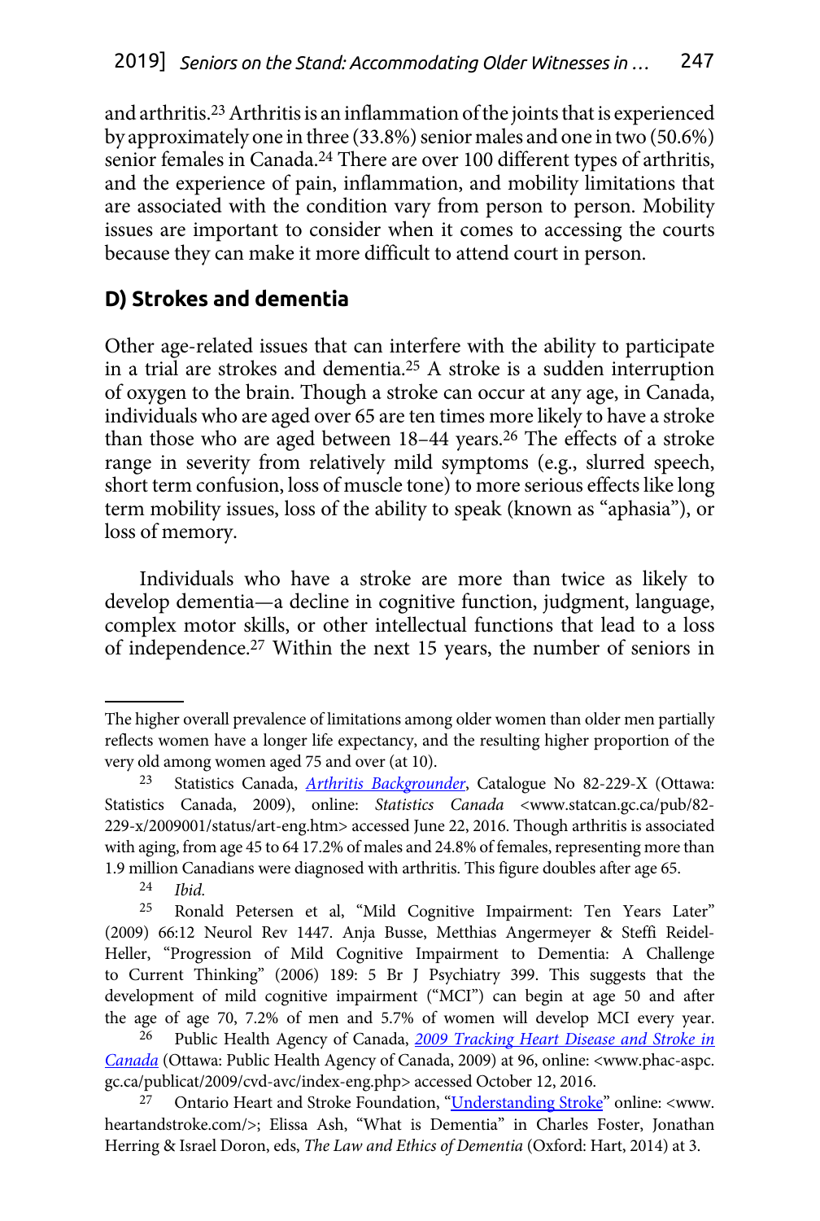and arthritis.[23] Arthritis is an inflammation of the joints that is experienced by approximately one in three (33.8%) senior males and one in two (50.6%) senior females in Canada.[24] There are over 100 different types of arthritis, and the experience of pain, inflammation, and mobility limitations that are associated with the condition vary from person to person. Mobility issues are important to consider when it comes to accessing the courts because they can make it more difficult to attend court in person.

## D) Strokes and dementia

Other age-related issues that can interfere with the ability to participate in a trial are strokes and dementia.[25] A stroke is a sudden interruption of oxygen to the brain. Though a stroke can occur at any age, in Canada, individuals who are aged over 65 are ten times more likely to have a stroke than those who are aged between 18–44 years.[26] The effects of a stroke range in severity from relatively mild symptoms (e.g., slurred speech, short term confusion, loss of muscle tone) to more serious effects like long term mobility issues, loss of the ability to speak (known as "aphasia"), or loss of memory.

Individuals who have a stroke are more than twice as likely to develop dementia—a decline in cognitive function, judgment, language, complex motor skills, or other intellectual functions that lead to a loss of independence.[27] Within the next 15 years, the number of seniors in

---

The higher overall prevalence of limitations among older women than older men partially reflects women have a longer life expectancy, and the resulting higher proportion of the very old among women aged 75 and over (at 10).

[23] Statistics Canada, *Arthritis Backgrounder*, Catalogue No 82-229-X (Ottawa: Statistics Canada, 2009), online: *Statistics Canada* <www.statcan.gc.ca/pub/82-229-x/2009001/status/art-eng.htm> accessed June 22, 2016. Though arthritis is associated with aging, from age 45 to 64 17.2% of males and 24.8% of females, representing more than 1.9 million Canadians were diagnosed with arthritis. This figure doubles after age 65.

[24] *Ibid.*

[25] Ronald Petersen et al, "Mild Cognitive Impairment: Ten Years Later" (2009) 66:12 Neurol Rev 1447. Anja Busse, Metthias Angermeyer & Steffi Reidel-Heller, "Progression of Mild Cognitive Impairment to Dementia: A Challenge to Current Thinking" (2006) 189: 5 Br J Psychiatry 399. This suggests that the development of mild cognitive impairment ("MCI") can begin at age 50 and after the age of age 70, 7.2% of men and 5.7% of women will develop MCI every year.

[26] Public Health Agency of Canada, *2009 Tracking Heart Disease and Stroke in Canada* (Ottawa: Public Health Agency of Canada, 2009) at 96, online: <www.phac-aspc.gc.ca/publicat/2009/cvd-avc/index-eng.php> accessed October 12, 2016.

[27] Ontario Heart and Stroke Foundation, "Understanding Stroke" online: <www.heartandstroke.com/>; Elissa Ash, "What is Dementia" in Charles Foster, Jonathan Herring & Israel Doron, eds, *The Law and Ethics of Dementia* (Oxford: Hart, 2014) at 3.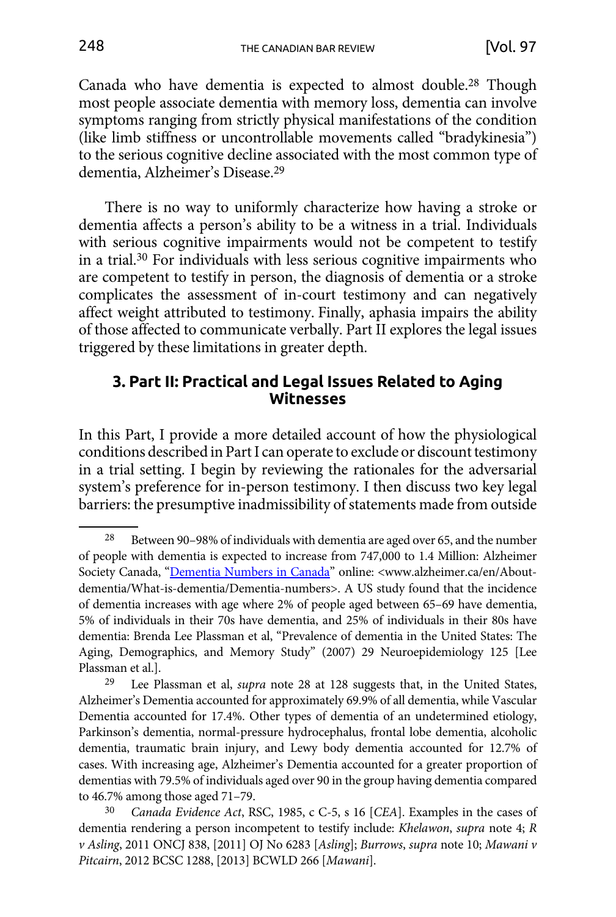Canada who have dementia is expected to almost double.[28] Though most people associate dementia with memory loss, dementia can involve symptoms ranging from strictly physical manifestations of the condition (like limb stiffness or uncontrollable movements called "bradykinesia") to the serious cognitive decline associated with the most common type of dementia, Alzheimer's Disease.[29]

There is no way to uniformly characterize how having a stroke or dementia affects a person's ability to be a witness in a trial. Individuals with serious cognitive impairments would not be competent to testify in a trial.[30] For individuals with less serious cognitive impairments who are competent to testify in person, the diagnosis of dementia or a stroke complicates the assessment of in-court testimony and can negatively affect weight attributed to testimony. Finally, aphasia impairs the ability of those affected to communicate verbally. Part II explores the legal issues triggered by these limitations in greater depth.

## 3. Part II: Practical and Legal Issues Related to Aging Witnesses

In this Part, I provide a more detailed account of how the physiological conditions described in Part I can operate to exclude or discount testimony in a trial setting. I begin by reviewing the rationales for the adversarial system's preference for in-person testimony. I then discuss two key legal barriers: the presumptive inadmissibility of statements made from outside

---

[28] Between 90–98% of individuals with dementia are aged over 65, and the number of people with dementia is expected to increase from 747,000 to 1.4 Million: Alzheimer Society Canada, "Dementia Numbers in Canada" online: <www.alzheimer.ca/en/About-dementia/What-is-dementia/Dementia-numbers>. A US study found that the incidence of dementia increases with age where 2% of people aged between 65–69 have dementia, 5% of individuals in their 70s have dementia, and 25% of individuals in their 80s have dementia: Brenda Lee Plassman et al, "Prevalence of dementia in the United States: The Aging, Demographics, and Memory Study" (2007) 29 Neuroepidemiology 125 [Lee Plassman et al.].

[29] Lee Plassman et al, *supra* note 28 at 128 suggests that, in the United States, Alzheimer's Dementia accounted for approximately 69.9% of all dementia, while Vascular Dementia accounted for 17.4%. Other types of dementia of an undetermined etiology, Parkinson's dementia, normal-pressure hydrocephalus, frontal lobe dementia, alcoholic dementia, traumatic brain injury, and Lewy body dementia accounted for 12.7% of cases. With increasing age, Alzheimer's Dementia accounted for a greater proportion of dementias with 79.5% of individuals aged over 90 in the group having dementia compared to 46.7% among those aged 71–79.

[30] *Canada Evidence Act*, RSC, 1985, c C-5, s 16 [*CEA*]. Examples in the cases of dementia rendering a person incompetent to testify include: *Khelawon*, *supra* note 4; *R v Asling*, 2011 ONCJ 838, [2011] OJ No 6283 [*Asling*]; *Burrows*, *supra* note 10; *Mawani v Pitcairn*, 2012 BCSC 1288, [2013] BCWLD 266 [*Mawani*].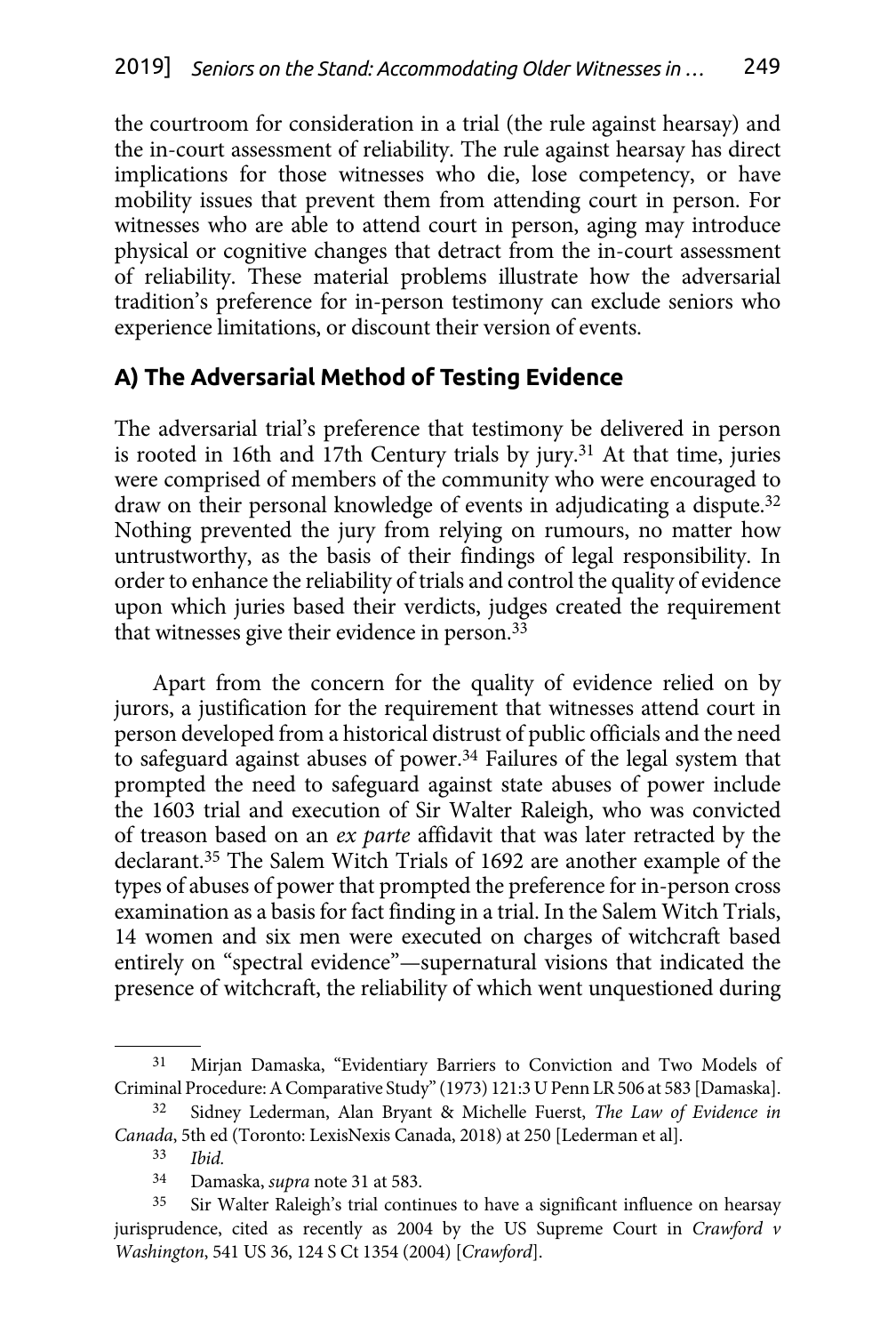the courtroom for consideration in a trial (the rule against hearsay) and the in-court assessment of reliability. The rule against hearsay has direct implications for those witnesses who die, lose competency, or have mobility issues that prevent them from attending court in person. For witnesses who are able to attend court in person, aging may introduce physical or cognitive changes that detract from the in-court assessment of reliability. These material problems illustrate how the adversarial tradition's preference for in-person testimony can exclude seniors who experience limitations, or discount their version of events.

## A) The Adversarial Method of Testing Evidence

The adversarial trial's preference that testimony be delivered in person is rooted in 16th and 17th Century trials by jury.[31] At that time, juries were comprised of members of the community who were encouraged to draw on their personal knowledge of events in adjudicating a dispute.[32] Nothing prevented the jury from relying on rumours, no matter how untrustworthy, as the basis of their findings of legal responsibility. In order to enhance the reliability of trials and control the quality of evidence upon which juries based their verdicts, judges created the requirement that witnesses give their evidence in person.[33]

Apart from the concern for the quality of evidence relied on by jurors, a justification for the requirement that witnesses attend court in person developed from a historical distrust of public officials and the need to safeguard against abuses of power.[34] Failures of the legal system that prompted the need to safeguard against state abuses of power include the 1603 trial and execution of Sir Walter Raleigh, who was convicted of treason based on an *ex parte* affidavit that was later retracted by the declarant.[35] The Salem Witch Trials of 1692 are another example of the types of abuses of power that prompted the preference for in-person cross examination as a basis for fact finding in a trial. In the Salem Witch Trials, 14 women and six men were executed on charges of witchcraft based entirely on "spectral evidence"—supernatural visions that indicated the presence of witchcraft, the reliability of which went unquestioned during

---

[31] Mirjan Damaska, "Evidentiary Barriers to Conviction and Two Models of Criminal Procedure: A Comparative Study" (1973) 121:3 U Penn LR 506 at 583 [Damaska].

[32] Sidney Lederman, Alan Bryant & Michelle Fuerst, *The Law of Evidence in Canada*, 5th ed (Toronto: LexisNexis Canada, 2018) at 250 [Lederman et al].

[33] *Ibid.*

[34] Damaska, *supra* note 31 at 583.

[35] Sir Walter Raleigh's trial continues to have a significant influence on hearsay jurisprudence, cited as recently as 2004 by the US Supreme Court in *Crawford v Washington*, 541 US 36, 124 S Ct 1354 (2004) [*Crawford*].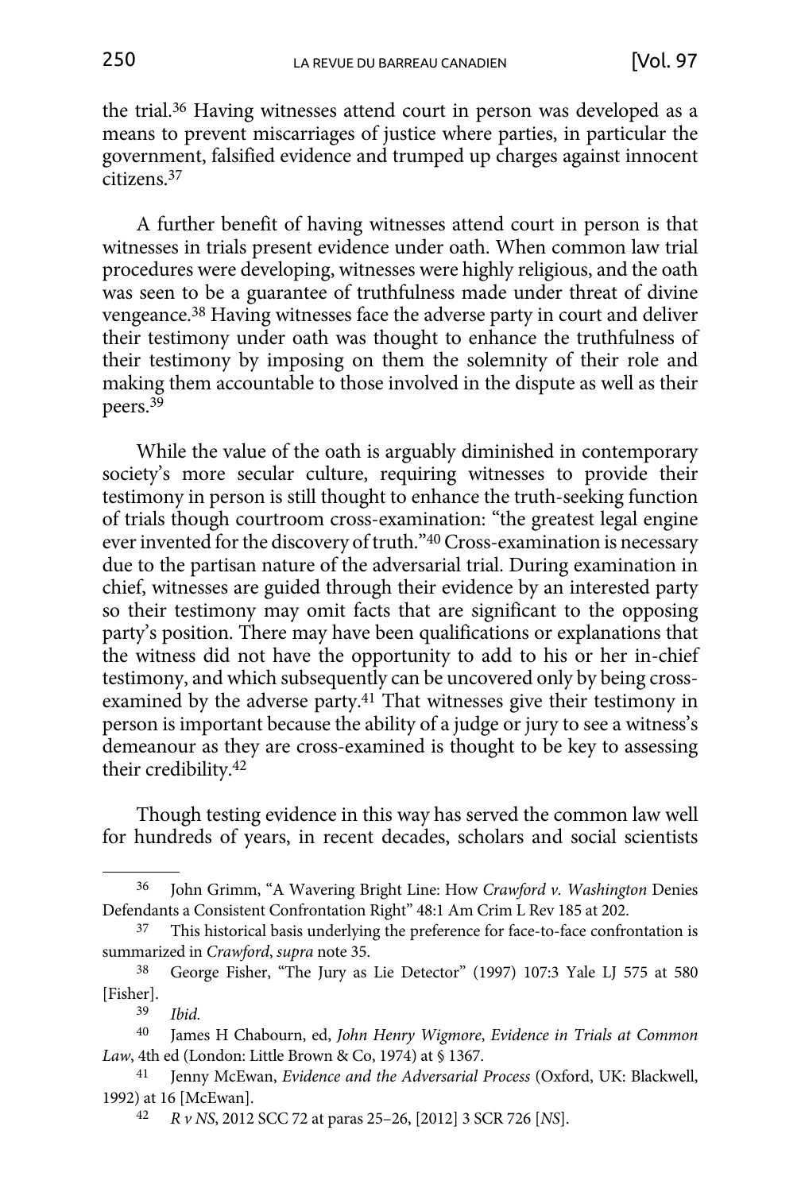the trial.[36] Having witnesses attend court in person was developed as a means to prevent miscarriages of justice where parties, in particular the government, falsified evidence and trumped up charges against innocent citizens.[37]

A further benefit of having witnesses attend court in person is that witnesses in trials present evidence under oath. When common law trial procedures were developing, witnesses were highly religious, and the oath was seen to be a guarantee of truthfulness made under threat of divine vengeance.[38] Having witnesses face the adverse party in court and deliver their testimony under oath was thought to enhance the truthfulness of their testimony by imposing on them the solemnity of their role and making them accountable to those involved in the dispute as well as their peers.[39]

While the value of the oath is arguably diminished in contemporary society's more secular culture, requiring witnesses to provide their testimony in person is still thought to enhance the truth-seeking function of trials though courtroom cross-examination: "the greatest legal engine ever invented for the discovery of truth."[40] Cross-examination is necessary due to the partisan nature of the adversarial trial. During examination in chief, witnesses are guided through their evidence by an interested party so their testimony may omit facts that are significant to the opposing party's position. There may have been qualifications or explanations that the witness did not have the opportunity to add to his or her in-chief testimony, and which subsequently can be uncovered only by being cross-examined by the adverse party.[41] That witnesses give their testimony in person is important because the ability of a judge or jury to see a witness's demeanour as they are cross-examined is thought to be key to assessing their credibility.[42]

Though testing evidence in this way has served the common law well for hundreds of years, in recent decades, scholars and social scientists

---

[36] John Grimm, "A Wavering Bright Line: How *Crawford v. Washington* Denies Defendants a Consistent Confrontation Right" 48:1 Am Crim L Rev 185 at 202.

[37] This historical basis underlying the preference for face-to-face confrontation is summarized in *Crawford*, *supra* note 35.

[38] George Fisher, "The Jury as Lie Detector" (1997) 107:3 Yale LJ 575 at 580 [Fisher].

[39] *Ibid.*

[40] James H Chabourn, ed, *John Henry Wigmore*, *Evidence in Trials at Common Law*, 4th ed (London: Little Brown & Co, 1974) at § 1367.

[41] Jenny McEwan, *Evidence and the Adversarial Process* (Oxford, UK: Blackwell, 1992) at 16 [McEwan].

[42] *R v NS*, 2012 SCC 72 at paras 25–26, [2012] 3 SCR 726 [*NS*].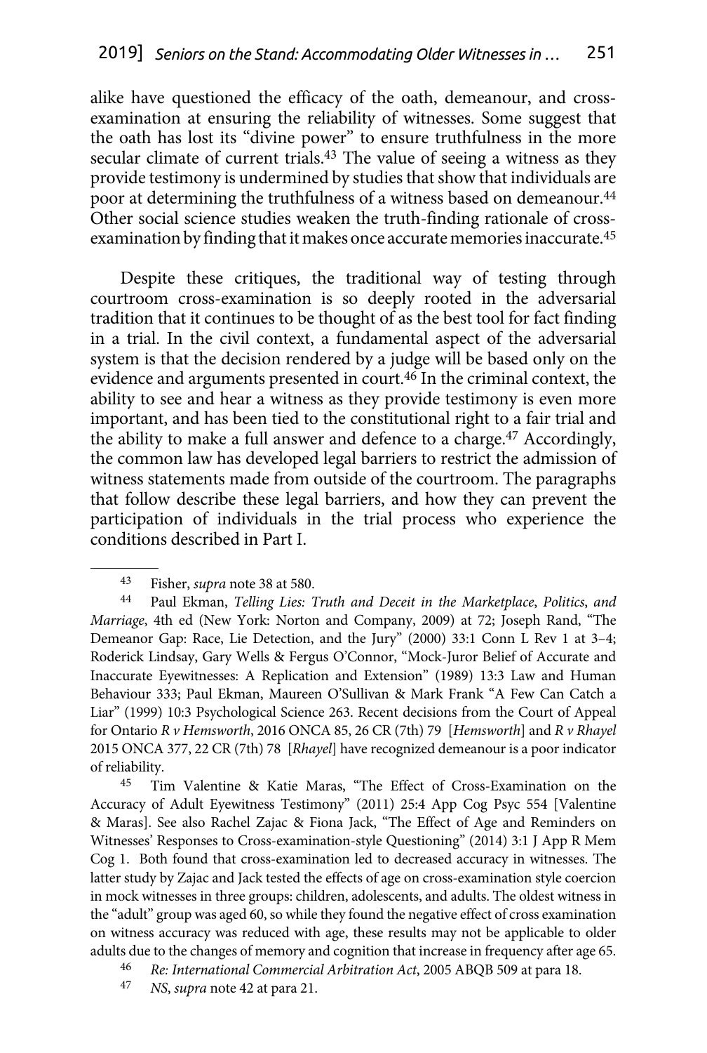alike have questioned the efficacy of the oath, demeanour, and cross-examination at ensuring the reliability of witnesses. Some suggest that the oath has lost its "divine power" to ensure truthfulness in the more secular climate of current trials.[43] The value of seeing a witness as they provide testimony is undermined by studies that show that individuals are poor at determining the truthfulness of a witness based on demeanour.[44] Other social science studies weaken the truth-finding rationale of cross-examination by finding that it makes once accurate memories inaccurate.[45]

Despite these critiques, the traditional way of testing through courtroom cross-examination is so deeply rooted in the adversarial tradition that it continues to be thought of as the best tool for fact finding in a trial. In the civil context, a fundamental aspect of the adversarial system is that the decision rendered by a judge will be based only on the evidence and arguments presented in court.[46] In the criminal context, the ability to see and hear a witness as they provide testimony is even more important, and has been tied to the constitutional right to a fair trial and the ability to make a full answer and defence to a charge.[47] Accordingly, the common law has developed legal barriers to restrict the admission of witness statements made from outside of the courtroom. The paragraphs that follow describe these legal barriers, and how they can prevent the participation of individuals in the trial process who experience the conditions described in Part I.

---

[43] Fisher, *supra* note 38 at 580.

[44] Paul Ekman, *Telling Lies: Truth and Deceit in the Marketplace, Politics, and Marriage*, 4th ed (New York: Norton and Company, 2009) at 72; Joseph Rand, "The Demeanor Gap: Race, Lie Detection, and the Jury" (2000) 33:1 Conn L Rev 1 at 3–4; Roderick Lindsay, Gary Wells & Fergus O'Connor, "Mock-Juror Belief of Accurate and Inaccurate Eyewitnesses: A Replication and Extension" (1989) 13:3 Law and Human Behaviour 333; Paul Ekman, Maureen O'Sullivan & Mark Frank "A Few Can Catch a Liar" (1999) 10:3 Psychological Science 263. Recent decisions from the Court of Appeal for Ontario *R v Hemsworth*, 2016 ONCA 85, 26 CR (7th) 79 [*Hemsworth*] and *R v Rhayel* 2015 ONCA 377, 22 CR (7th) 78 [*Rhayel*] have recognized demeanour is a poor indicator of reliability.

[45] Tim Valentine & Katie Maras, "The Effect of Cross-Examination on the Accuracy of Adult Eyewitness Testimony" (2011) 25:4 App Cog Psyc 554 [Valentine & Maras]. See also Rachel Zajac & Fiona Jack, "The Effect of Age and Reminders on Witnesses' Responses to Cross-examination-style Questioning" (2014) 3:1 J App R Mem Cog 1. Both found that cross-examination led to decreased accuracy in witnesses. The latter study by Zajac and Jack tested the effects of age on cross-examination style coercion in mock witnesses in three groups: children, adolescents, and adults. The oldest witness in the "adult" group was aged 60, so while they found the negative effect of cross examination on witness accuracy was reduced with age, these results may not be applicable to older adults due to the changes of memory and cognition that increase in frequency after age 65.

[46] *Re: International Commercial Arbitration Act*, 2005 ABQB 509 at para 18.

[47] *NS*, *supra* note 42 at para 21.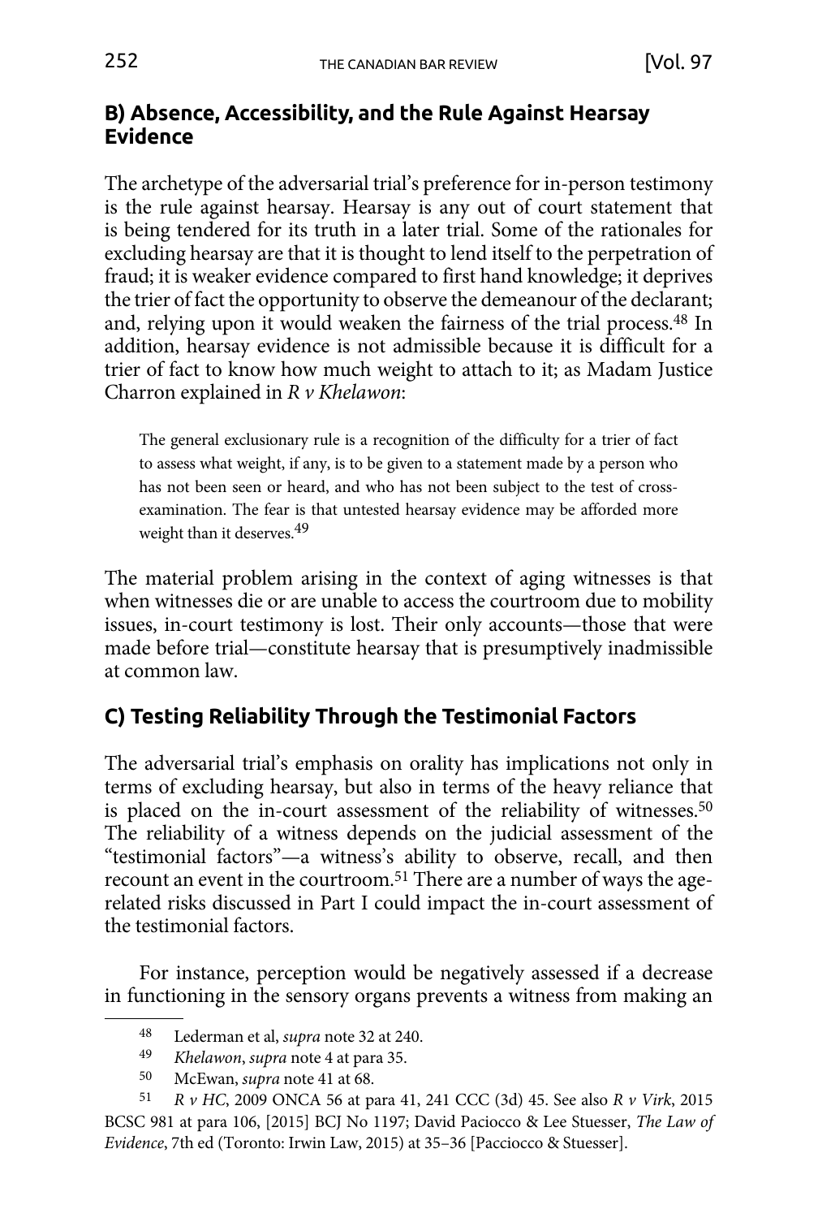## B) Absence, Accessibility, and the Rule Against Hearsay Evidence

The archetype of the adversarial trial's preference for in-person testimony is the rule against hearsay. Hearsay is any out of court statement that is being tendered for its truth in a later trial. Some of the rationales for excluding hearsay are that it is thought to lend itself to the perpetration of fraud; it is weaker evidence compared to first hand knowledge; it deprives the trier of fact the opportunity to observe the demeanour of the declarant; and, relying upon it would weaken the fairness of the trial process.[48] In addition, hearsay evidence is not admissible because it is difficult for a trier of fact to know how much weight to attach to it; as Madam Justice Charron explained in *R v Khelawon*:

> The general exclusionary rule is a recognition of the difficulty for a trier of fact to assess what weight, if any, is to be given to a statement made by a person who has not been seen or heard, and who has not been subject to the test of cross-examination. The fear is that untested hearsay evidence may be afforded more weight than it deserves.[49]

The material problem arising in the context of aging witnesses is that when witnesses die or are unable to access the courtroom due to mobility issues, in-court testimony is lost. Their only accounts—those that were made before trial—constitute hearsay that is presumptively inadmissible at common law.

## C) Testing Reliability Through the Testimonial Factors

The adversarial trial's emphasis on orality has implications not only in terms of excluding hearsay, but also in terms of the heavy reliance that is placed on the in-court assessment of the reliability of witnesses.[50] The reliability of a witness depends on the judicial assessment of the "testimonial factors"—a witness's ability to observe, recall, and then recount an event in the courtroom.[51] There are a number of ways the age-related risks discussed in Part I could impact the in-court assessment of the testimonial factors.

For instance, perception would be negatively assessed if a decrease in functioning in the sensory organs prevents a witness from making an

---

48 Lederman et al, *supra* note 32 at 240.

49 *Khelawon*, *supra* note 4 at para 35.

50 McEwan, *supra* note 41 at 68.

51 *R v HC*, 2009 ONCA 56 at para 41, 241 CCC (3d) 45. See also *R v Virk*, 2015 BCSC 981 at para 106, [2015] BCJ No 1197; David Paciocco & Lee Stuesser, *The Law of Evidence*, 7th ed (Toronto: Irwin Law, 2015) at 35–36 [Pacciocco & Stuesser].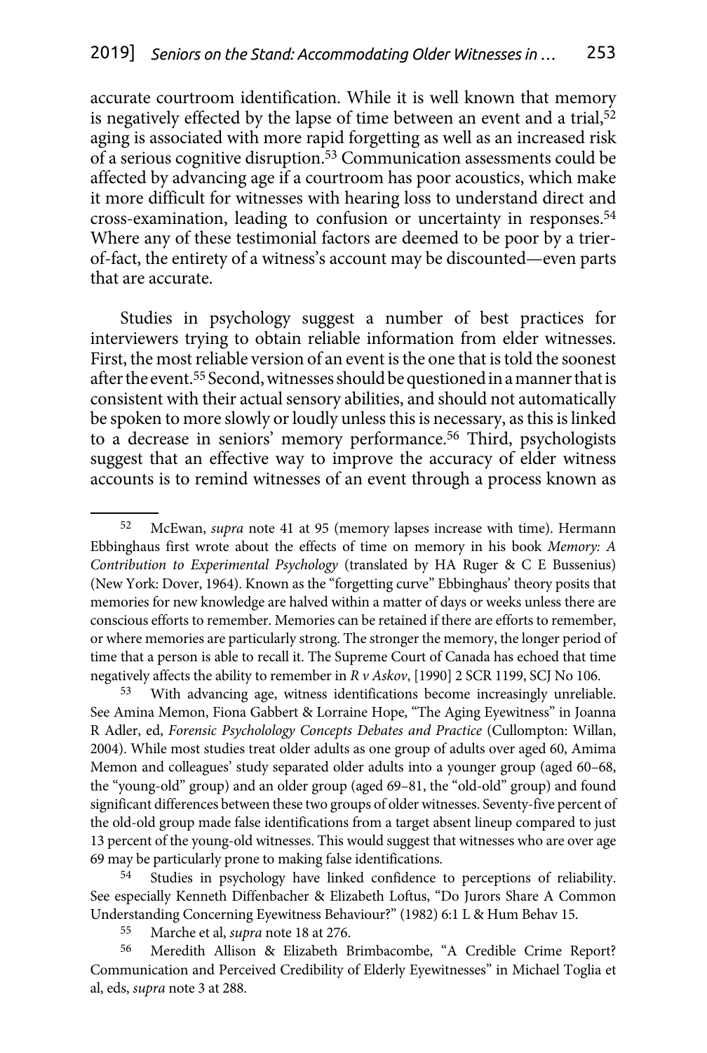accurate courtroom identification. While it is well known that memory is negatively effected by the lapse of time between an event and a trial,[52] aging is associated with more rapid forgetting as well as an increased risk of a serious cognitive disruption.[53] Communication assessments could be affected by advancing age if a courtroom has poor acoustics, which make it more difficult for witnesses with hearing loss to understand direct and cross-examination, leading to confusion or uncertainty in responses.[54] Where any of these testimonial factors are deemed to be poor by a trier-of-fact, the entirety of a witness's account may be discounted—even parts that are accurate.

Studies in psychology suggest a number of best practices for interviewers trying to obtain reliable information from elder witnesses. First, the most reliable version of an event is the one that is told the soonest after the event.[55] Second, witnesses should be questioned in a manner that is consistent with their actual sensory abilities, and should not automatically be spoken to more slowly or loudly unless this is necessary, as this is linked to a decrease in seniors' memory performance.[56] Third, psychologists suggest that an effective way to improve the accuracy of elder witness accounts is to remind witnesses of an event through a process known as

---

52 McEwan, *supra* note 41 at 95 (memory lapses increase with time). Hermann Ebbinghaus first wrote about the effects of time on memory in his book *Memory: A Contribution to Experimental Psychology* (translated by HA Ruger & C E Bussenius) (New York: Dover, 1964). Known as the "forgetting curve" Ebbinghaus' theory posits that memories for new knowledge are halved within a matter of days or weeks unless there are conscious efforts to remember. Memories can be retained if there are efforts to remember, or where memories are particularly strong. The stronger the memory, the longer period of time that a person is able to recall it. The Supreme Court of Canada has echoed that time negatively affects the ability to remember in *R v Askov*, [1990] 2 SCR 1199, SCJ No 106.

53 With advancing age, witness identifications become increasingly unreliable. See Amina Memon, Fiona Gabbert & Lorraine Hope, "The Aging Eyewitness" in Joanna R Adler, ed, *Forensic Psycholology Concepts Debates and Practice* (Cullompton: Willan, 2004). While most studies treat older adults as one group of adults over aged 60, Amima Memon and colleagues' study separated older adults into a younger group (aged 60–68, the "young-old" group) and an older group (aged 69–81, the "old-old" group) and found significant differences between these two groups of older witnesses. Seventy-five percent of the old-old group made false identifications from a target absent lineup compared to just 13 percent of the young-old witnesses. This would suggest that witnesses who are over age 69 may be particularly prone to making false identifications.

54 Studies in psychology have linked confidence to perceptions of reliability. See especially Kenneth Diffenbacher & Elizabeth Loftus, "Do Jurors Share A Common Understanding Concerning Eyewitness Behaviour?" (1982) 6:1 L & Hum Behav 15.

55 Marche et al, *supra* note 18 at 276.

56 Meredith Allison & Elizabeth Brimbacombe, "A Credible Crime Report? Communication and Perceived Credibility of Elderly Eyewitnesses" in Michael Toglia et al, eds, *supra* note 3 at 288.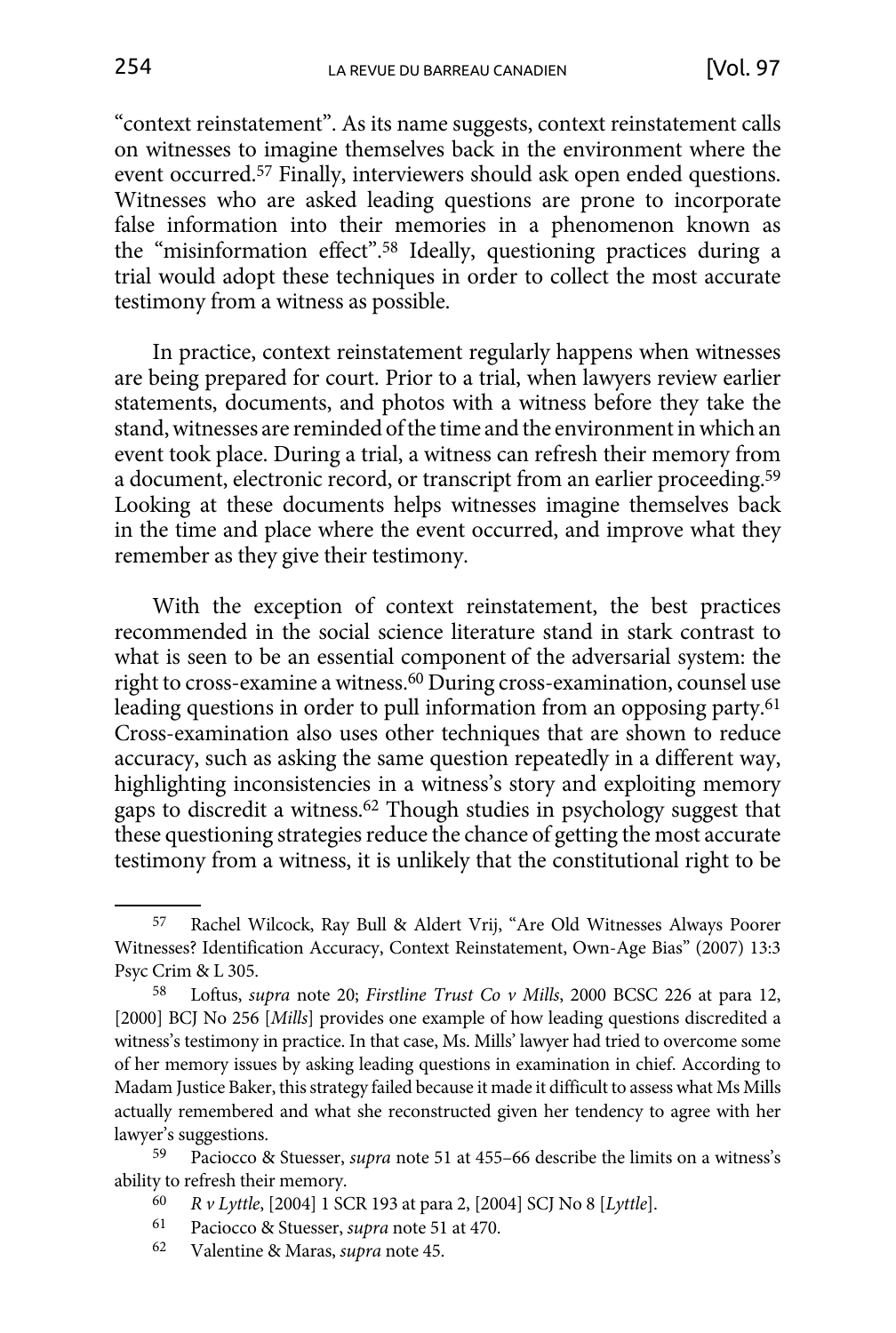"context reinstatement". As its name suggests, context reinstatement calls on witnesses to imagine themselves back in the environment where the event occurred.[57] Finally, interviewers should ask open ended questions. Witnesses who are asked leading questions are prone to incorporate false information into their memories in a phenomenon known as the "misinformation effect".[58] Ideally, questioning practices during a trial would adopt these techniques in order to collect the most accurate testimony from a witness as possible.

In practice, context reinstatement regularly happens when witnesses are being prepared for court. Prior to a trial, when lawyers review earlier statements, documents, and photos with a witness before they take the stand, witnesses are reminded of the time and the environment in which an event took place. During a trial, a witness can refresh their memory from a document, electronic record, or transcript from an earlier proceeding.[59] Looking at these documents helps witnesses imagine themselves back in the time and place where the event occurred, and improve what they remember as they give their testimony.

With the exception of context reinstatement, the best practices recommended in the social science literature stand in stark contrast to what is seen to be an essential component of the adversarial system: the right to cross-examine a witness.[60] During cross-examination, counsel use leading questions in order to pull information from an opposing party.[61] Cross-examination also uses other techniques that are shown to reduce accuracy, such as asking the same question repeatedly in a different way, highlighting inconsistencies in a witness's story and exploiting memory gaps to discredit a witness.[62] Though studies in psychology suggest that these questioning strategies reduce the chance of getting the most accurate testimony from a witness, it is unlikely that the constitutional right to be

---

57 Rachel Wilcock, Ray Bull & Aldert Vrij, "Are Old Witnesses Always Poorer Witnesses? Identification Accuracy, Context Reinstatement, Own-Age Bias" (2007) 13:3 Psyc Crim & L 305.

58 Loftus, *supra* note 20; *Firstline Trust Co v Mills*, 2000 BCSC 226 at para 12, [2000] BCJ No 256 [*Mills*] provides one example of how leading questions discredited a witness's testimony in practice. In that case, Ms. Mills' lawyer had tried to overcome some of her memory issues by asking leading questions in examination in chief. According to Madam Justice Baker, this strategy failed because it made it difficult to assess what Ms Mills actually remembered and what she reconstructed given her tendency to agree with her lawyer's suggestions.

59 Paciocco & Stuesser, *supra* note 51 at 455–66 describe the limits on a witness's ability to refresh their memory.

60 *R v Lyttle*, [2004] 1 SCR 193 at para 2, [2004] SCJ No 8 [*Lyttle*].

61 Paciocco & Stuesser, *supra* note 51 at 470.

62 Valentine & Maras, *supra* note 45.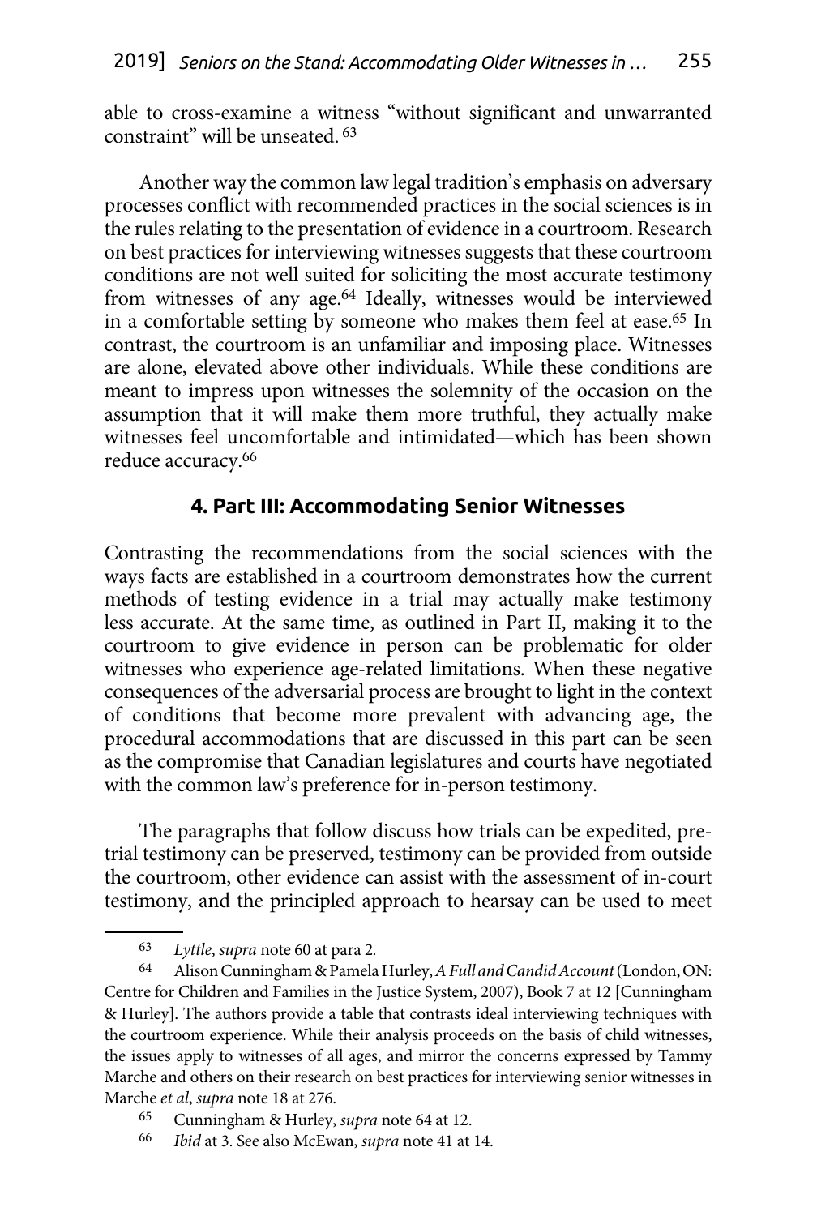able to cross-examine a witness "without significant and unwarranted constraint" will be unseated. [63]

Another way the common law legal tradition's emphasis on adversary processes conflict with recommended practices in the social sciences is in the rules relating to the presentation of evidence in a courtroom. Research on best practices for interviewing witnesses suggests that these courtroom conditions are not well suited for soliciting the most accurate testimony from witnesses of any age.[64] Ideally, witnesses would be interviewed in a comfortable setting by someone who makes them feel at ease.[65] In contrast, the courtroom is an unfamiliar and imposing place. Witnesses are alone, elevated above other individuals. While these conditions are meant to impress upon witnesses the solemnity of the occasion on the assumption that it will make them more truthful, they actually make witnesses feel uncomfortable and intimidated—which has been shown reduce accuracy.[66]

## 4. Part III: Accommodating Senior Witnesses

Contrasting the recommendations from the social sciences with the ways facts are established in a courtroom demonstrates how the current methods of testing evidence in a trial may actually make testimony less accurate. At the same time, as outlined in Part II, making it to the courtroom to give evidence in person can be problematic for older witnesses who experience age-related limitations. When these negative consequences of the adversarial process are brought to light in the context of conditions that become more prevalent with advancing age, the procedural accommodations that are discussed in this part can be seen as the compromise that Canadian legislatures and courts have negotiated with the common law's preference for in-person testimony.

The paragraphs that follow discuss how trials can be expedited, pre-trial testimony can be preserved, testimony can be provided from outside the courtroom, other evidence can assist with the assessment of in-court testimony, and the principled approach to hearsay can be used to meet

---

[63] *Lyttle*, *supra* note 60 at para 2.

[64] Alison Cunningham & Pamela Hurley, *A Full and Candid Account* (London, ON: Centre for Children and Families in the Justice System, 2007), Book 7 at 12 [Cunningham & Hurley]. The authors provide a table that contrasts ideal interviewing techniques with the courtroom experience. While their analysis proceeds on the basis of child witnesses, the issues apply to witnesses of all ages, and mirror the concerns expressed by Tammy Marche and others on their research on best practices for interviewing senior witnesses in Marche *et al*, *supra* note 18 at 276.

[65] Cunningham & Hurley, *supra* note 64 at 12.

[66] *Ibid* at 3. See also McEwan, *supra* note 41 at 14.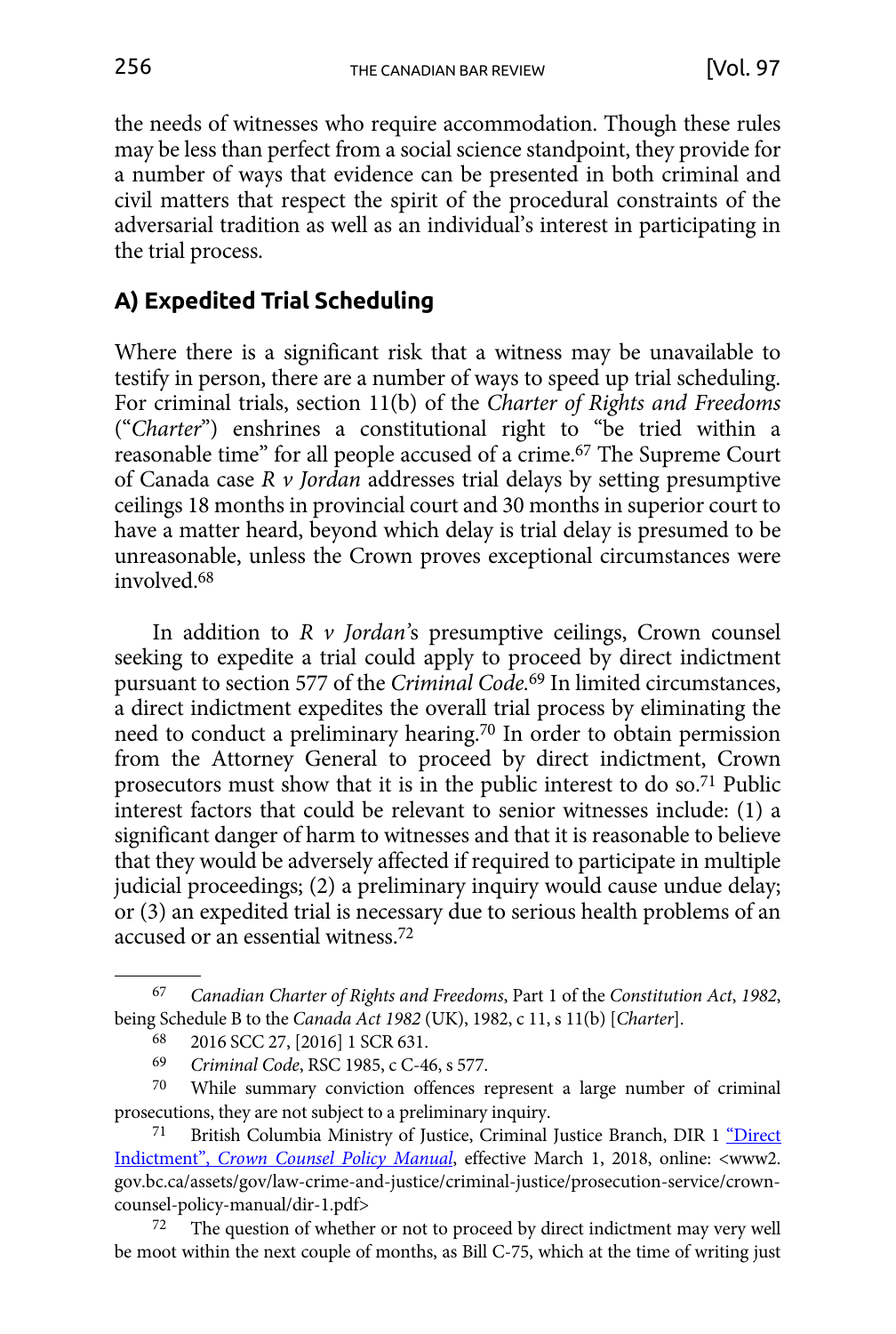the needs of witnesses who require accommodation. Though these rules may be less than perfect from a social science standpoint, they provide for a number of ways that evidence can be presented in both criminal and civil matters that respect the spirit of the procedural constraints of the adversarial tradition as well as an individual's interest in participating in the trial process.

## A) Expedited Trial Scheduling

Where there is a significant risk that a witness may be unavailable to testify in person, there are a number of ways to speed up trial scheduling. For criminal trials, section 11(b) of the *Charter of Rights and Freedoms* ("*Charter*") enshrines a constitutional right to "be tried within a reasonable time" for all people accused of a crime.[67] The Supreme Court of Canada case *R v Jordan* addresses trial delays by setting presumptive ceilings 18 months in provincial court and 30 months in superior court to have a matter heard, beyond which delay is trial delay is presumed to be unreasonable, unless the Crown proves exceptional circumstances were involved.[68]

In addition to *R v Jordan*'s presumptive ceilings, Crown counsel seeking to expedite a trial could apply to proceed by direct indictment pursuant to section 577 of the *Criminal Code*.[69] In limited circumstances, a direct indictment expedites the overall trial process by eliminating the need to conduct a preliminary hearing.[70] In order to obtain permission from the Attorney General to proceed by direct indictment, Crown prosecutors must show that it is in the public interest to do so.[71] Public interest factors that could be relevant to senior witnesses include: (1) a significant danger of harm to witnesses and that it is reasonable to believe that they would be adversely affected if required to participate in multiple judicial proceedings; (2) a preliminary inquiry would cause undue delay; or (3) an expedited trial is necessary due to serious health problems of an accused or an essential witness.[72]

---

[67] *Canadian Charter of Rights and Freedoms*, Part 1 of the *Constitution Act*, *1982*, being Schedule B to the *Canada Act 1982* (UK), 1982, c 11, s 11(b) [*Charter*].

[68] 2016 SCC 27, [2016] 1 SCR 631.

[69] *Criminal Code*, RSC 1985, c C-46, s 577.

[70] While summary conviction offences represent a large number of criminal prosecutions, they are not subject to a preliminary inquiry.

[71] British Columbia Ministry of Justice, Criminal Justice Branch, DIR 1 "Direct Indictment", *Crown Counsel Policy Manual*, effective March 1, 2018, online: <www2.gov.bc.ca/assets/gov/law-crime-and-justice/criminal-justice/prosecution-service/crown-counsel-policy-manual/dir-1.pdf>

[72] The question of whether or not to proceed by direct indictment may very well be moot within the next couple of months, as Bill C-75, which at the time of writing just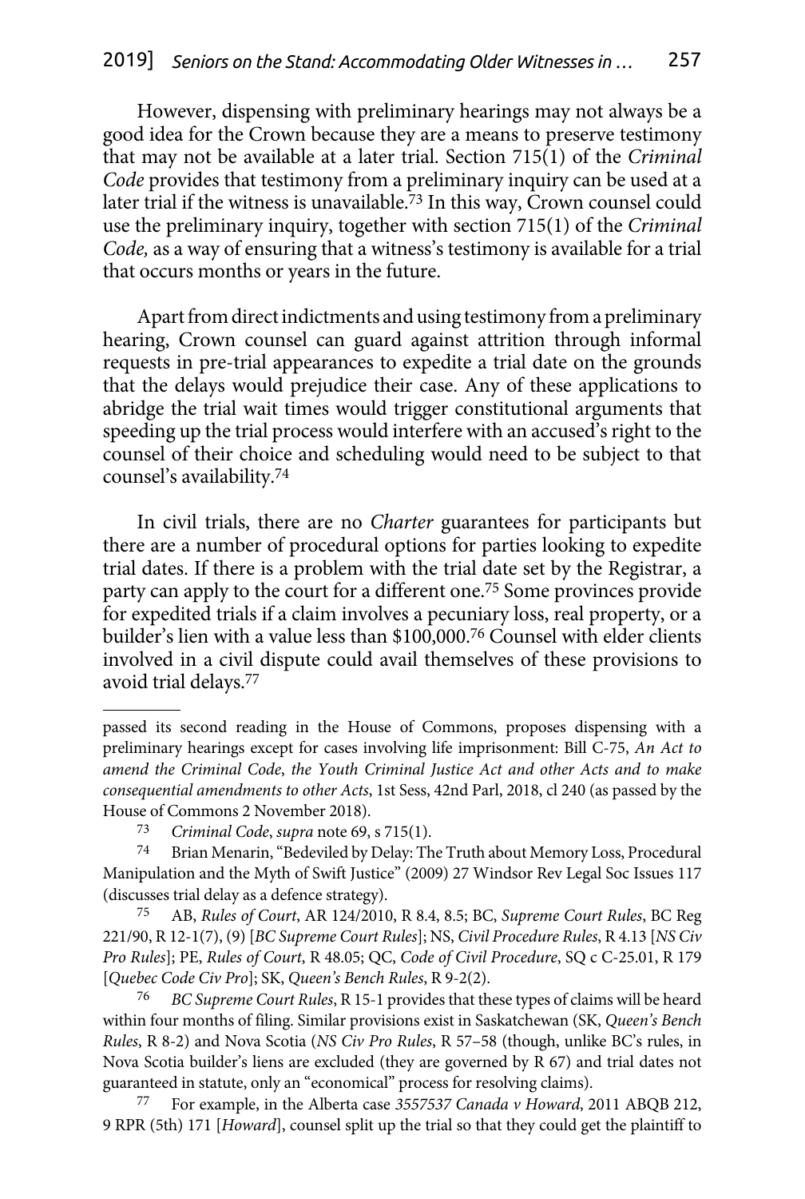However, dispensing with preliminary hearings may not always be a good idea for the Crown because they are a means to preserve testimony that may not be available at a later trial. Section 715(1) of the *Criminal Code* provides that testimony from a preliminary inquiry can be used at a later trial if the witness is unavailable.[73] In this way, Crown counsel could use the preliminary inquiry, together with section 715(1) of the *Criminal Code,* as a way of ensuring that a witness's testimony is available for a trial that occurs months or years in the future.

Apart from direct indictments and using testimony from a preliminary hearing, Crown counsel can guard against attrition through informal requests in pre-trial appearances to expedite a trial date on the grounds that the delays would prejudice their case. Any of these applications to abridge the trial wait times would trigger constitutional arguments that speeding up the trial process would interfere with an accused's right to the counsel of their choice and scheduling would need to be subject to that counsel's availability.[74]

In civil trials, there are no *Charter* guarantees for participants but there are a number of procedural options for parties looking to expedite trial dates. If there is a problem with the trial date set by the Registrar, a party can apply to the court for a different one.[75] Some provinces provide for expedited trials if a claim involves a pecuniary loss, real property, or a builder's lien with a value less than $100,000.[76] Counsel with elder clients involved in a civil dispute could avail themselves of these provisions to avoid trial delays.[77]

---

passed its second reading in the House of Commons, proposes dispensing with a preliminary hearings except for cases involving life imprisonment: Bill C-75, *An Act to amend the Criminal Code, the Youth Criminal Justice Act and other Acts and to make consequential amendments to other Acts*, 1st Sess, 42nd Parl, 2018, cl 240 (as passed by the House of Commons 2 November 2018).

73 *Criminal Code*, *supra* note 69, s 715(1).

74 Brian Menarin, "Bedeviled by Delay: The Truth about Memory Loss, Procedural Manipulation and the Myth of Swift Justice" (2009) 27 Windsor Rev Legal Soc Issues 117 (discusses trial delay as a defence strategy).

75 AB, *Rules of Court*, AR 124/2010, R 8.4, 8.5; BC, *Supreme Court Rules*, BC Reg 221/90, R 12-1(7), (9) [*BC Supreme Court Rules*]; NS, *Civil Procedure Rules*, R 4.13 [*NS Civ Pro Rules*]; PE, *Rules of Court*, R 48.05; QC, *Code of Civil Procedure*, SQ c C-25.01, R 179 [*Quebec Code Civ Pro*]; SK, *Queen's Bench Rules*, R 9-2(2).

76 *BC Supreme Court Rules*, R 15-1 provides that these types of claims will be heard within four months of filing. Similar provisions exist in Saskatchewan (SK, *Queen's Bench Rules*, R 8-2) and Nova Scotia (*NS Civ Pro Rules*, R 57–58 (though, unlike BC's rules, in Nova Scotia builder's liens are excluded (they are governed by R 67) and trial dates not guaranteed in statute, only an "economical" process for resolving claims).

77 For example, in the Alberta case *3557537 Canada v Howard*, 2011 ABQB 212, 9 RPR (5th) 171 [*Howard*], counsel split up the trial so that they could get the plaintiff to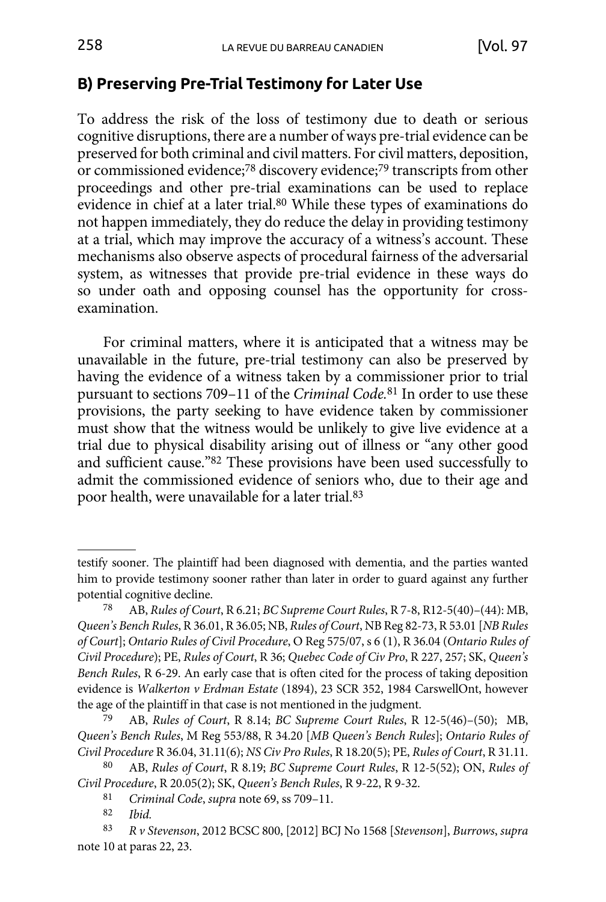## B) Preserving Pre-Trial Testimony for Later Use

To address the risk of the loss of testimony due to death or serious cognitive disruptions, there are a number of ways pre-trial evidence can be preserved for both criminal and civil matters. For civil matters, deposition, or commissioned evidence;[78] discovery evidence;[79] transcripts from other proceedings and other pre-trial examinations can be used to replace evidence in chief at a later trial.[80] While these types of examinations do not happen immediately, they do reduce the delay in providing testimony at a trial, which may improve the accuracy of a witness's account. These mechanisms also observe aspects of procedural fairness of the adversarial system, as witnesses that provide pre-trial evidence in these ways do so under oath and opposing counsel has the opportunity for cross-examination.

For criminal matters, where it is anticipated that a witness may be unavailable in the future, pre-trial testimony can also be preserved by having the evidence of a witness taken by a commissioner prior to trial pursuant to sections 709–11 of the *Criminal Code*.[81] In order to use these provisions, the party seeking to have evidence taken by commissioner must show that the witness would be unlikely to give live evidence at a trial due to physical disability arising out of illness or "any other good and sufficient cause."[82] These provisions have been used successfully to admit the commissioned evidence of seniors who, due to their age and poor health, were unavailable for a later trial.[83]

---

testify sooner. The plaintiff had been diagnosed with dementia, and the parties wanted him to provide testimony sooner rather than later in order to guard against any further potential cognitive decline.

78 AB, *Rules of Court*, R 6.21; *BC Supreme Court Rules*, R 7-8, R12-5(40)–(44): MB, *Queen's Bench Rules*, R 36.01, R 36.05; NB, *Rules of Court*, NB Reg 82-73, R 53.01 [*NB Rules of Court*]; *Ontario Rules of Civil Procedure*, O Reg 575/07, s 6 (1), R 36.04 (*Ontario Rules of Civil Procedure*); PE, *Rules of Court*, R 36; *Quebec Code of Civ Pro*, R 227, 257; SK, *Queen's Bench Rules*, R 6-29. An early case that is often cited for the process of taking deposition evidence is *Walkerton v Erdman Estate* (1894), 23 SCR 352, 1984 CarswellOnt, however the age of the plaintiff in that case is not mentioned in the judgment.

79 AB, *Rules of Court*, R 8.14; *BC Supreme Court Rules*, R 12-5(46)–(50); MB, *Queen's Bench Rules*, M Reg 553/88, R 34.20 [*MB Queen's Bench Rules*]; *Ontario Rules of Civil Procedure* R 36.04, 31.11(6); *NS Civ Pro Rules*, R 18.20(5); PE, *Rules of Court*, R 31.11.

80 AB, *Rules of Court*, R 8.19; *BC Supreme Court Rules*, R 12-5(52); ON, *Rules of Civil Procedure*, R 20.05(2); SK, *Queen's Bench Rules*, R 9-22, R 9-32.

81 *Criminal Code*, *supra* note 69, ss 709–11.

82 *Ibid.*

83 *R v Stevenson*, 2012 BCSC 800, [2012] BCJ No 1568 [*Stevenson*], *Burrows*, *supra* note 10 at paras 22, 23.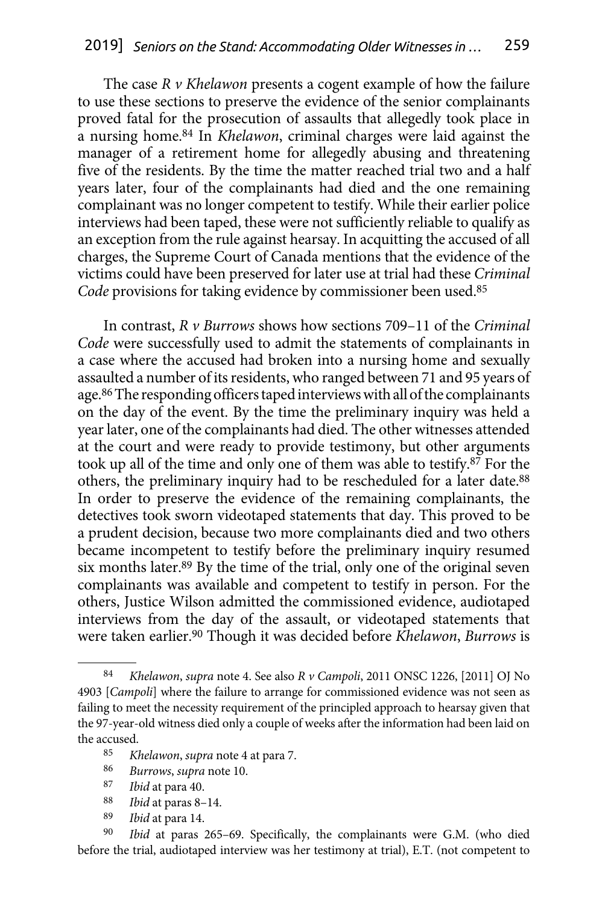The case *R v Khelawon* presents a cogent example of how the failure to use these sections to preserve the evidence of the senior complainants proved fatal for the prosecution of assaults that allegedly took place in a nursing home.[84] In *Khelawon*, criminal charges were laid against the manager of a retirement home for allegedly abusing and threatening five of the residents. By the time the matter reached trial two and a half years later, four of the complainants had died and the one remaining complainant was no longer competent to testify. While their earlier police interviews had been taped, these were not sufficiently reliable to qualify as an exception from the rule against hearsay. In acquitting the accused of all charges, the Supreme Court of Canada mentions that the evidence of the victims could have been preserved for later use at trial had these *Criminal Code* provisions for taking evidence by commissioner been used.[85]

In contrast, *R v Burrows* shows how sections 709–11 of the *Criminal Code* were successfully used to admit the statements of complainants in a case where the accused had broken into a nursing home and sexually assaulted a number of its residents, who ranged between 71 and 95 years of age.[86] The responding officers taped interviews with all of the complainants on the day of the event. By the time the preliminary inquiry was held a year later, one of the complainants had died. The other witnesses attended at the court and were ready to provide testimony, but other arguments took up all of the time and only one of them was able to testify.[87] For the others, the preliminary inquiry had to be rescheduled for a later date.[88] In order to preserve the evidence of the remaining complainants, the detectives took sworn videotaped statements that day. This proved to be a prudent decision, because two more complainants died and two others became incompetent to testify before the preliminary inquiry resumed six months later.[89] By the time of the trial, only one of the original seven complainants was available and competent to testify in person. For the others, Justice Wilson admitted the commissioned evidence, audiotaped interviews from the day of the assault, or videotaped statements that were taken earlier.[90] Though it was decided before *Khelawon*, *Burrows* is

---

[84] *Khelawon*, *supra* note 4. See also *R v Campoli*, 2011 ONSC 1226, [2011] OJ No 4903 [*Campoli*] where the failure to arrange for commissioned evidence was not seen as failing to meet the necessity requirement of the principled approach to hearsay given that the 97-year-old witness died only a couple of weeks after the information had been laid on the accused.

[85] *Khelawon*, *supra* note 4 at para 7.

[86] *Burrows*, *supra* note 10.

[87] *Ibid* at para 40.

[88] *Ibid* at paras 8–14.

[89] *Ibid* at para 14.

[90] *Ibid* at paras 265–69. Specifically, the complainants were G.M. (who died before the trial, audiotaped interview was her testimony at trial), E.T. (not competent to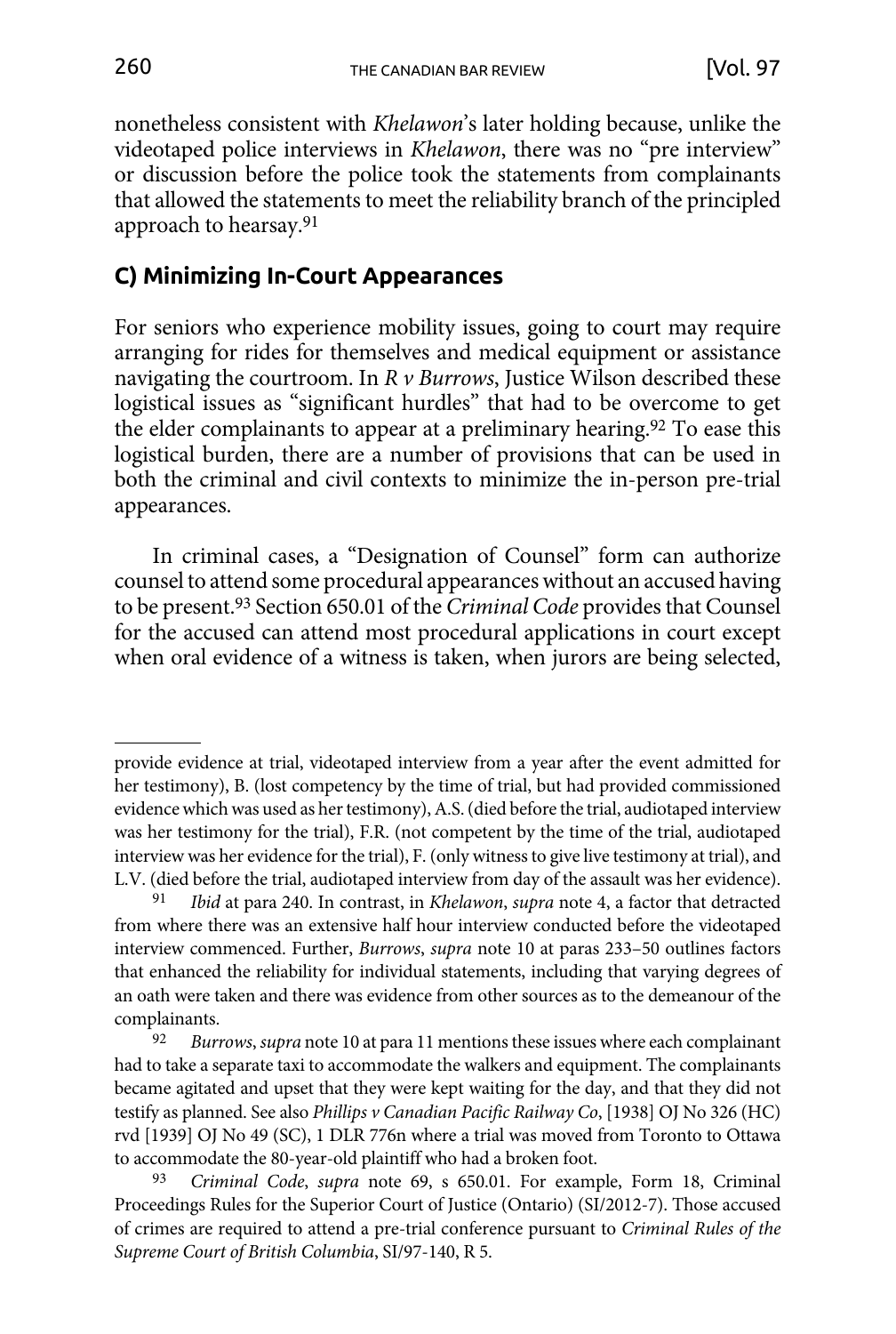nonetheless consistent with *Khelawon*'s later holding because, unlike the videotaped police interviews in *Khelawon*, there was no "pre interview" or discussion before the police took the statements from complainants that allowed the statements to meet the reliability branch of the principled approach to hearsay.[91]

## C) Minimizing In-Court Appearances

For seniors who experience mobility issues, going to court may require arranging for rides for themselves and medical equipment or assistance navigating the courtroom. In *R v Burrows*, Justice Wilson described these logistical issues as "significant hurdles" that had to be overcome to get the elder complainants to appear at a preliminary hearing.[92] To ease this logistical burden, there are a number of provisions that can be used in both the criminal and civil contexts to minimize the in-person pre-trial appearances.

In criminal cases, a "Designation of Counsel" form can authorize counsel to attend some procedural appearances without an accused having to be present.[93] Section 650.01 of the *Criminal Code* provides that Counsel for the accused can attend most procedural applications in court except when oral evidence of a witness is taken, when jurors are being selected,

---

provide evidence at trial, videotaped interview from a year after the event admitted for her testimony), B. (lost competency by the time of trial, but had provided commissioned evidence which was used as her testimony), A.S. (died before the trial, audiotaped interview was her testimony for the trial), F.R. (not competent by the time of the trial, audiotaped interview was her evidence for the trial), F. (only witness to give live testimony at trial), and L.V. (died before the trial, audiotaped interview from day of the assault was her evidence).

91 *Ibid* at para 240. In contrast, in *Khelawon*, *supra* note 4, a factor that detracted from where there was an extensive half hour interview conducted before the videotaped interview commenced. Further, *Burrows*, *supra* note 10 at paras 233–50 outlines factors that enhanced the reliability for individual statements, including that varying degrees of an oath were taken and there was evidence from other sources as to the demeanour of the complainants.

92 *Burrows*, *supra* note 10 at para 11 mentions these issues where each complainant had to take a separate taxi to accommodate the walkers and equipment. The complainants became agitated and upset that they were kept waiting for the day, and that they did not testify as planned. See also *Phillips v Canadian Pacific Railway Co*, [1938] OJ No 326 (HC) rvd [1939] OJ No 49 (SC), 1 DLR 776n where a trial was moved from Toronto to Ottawa to accommodate the 80-year-old plaintiff who had a broken foot.

93 *Criminal Code*, *supra* note 69, s 650.01. For example, Form 18, Criminal Proceedings Rules for the Superior Court of Justice (Ontario) (SI/2012-7). Those accused of crimes are required to attend a pre-trial conference pursuant to *Criminal Rules of the Supreme Court of British Columbia*, SI/97-140, R 5.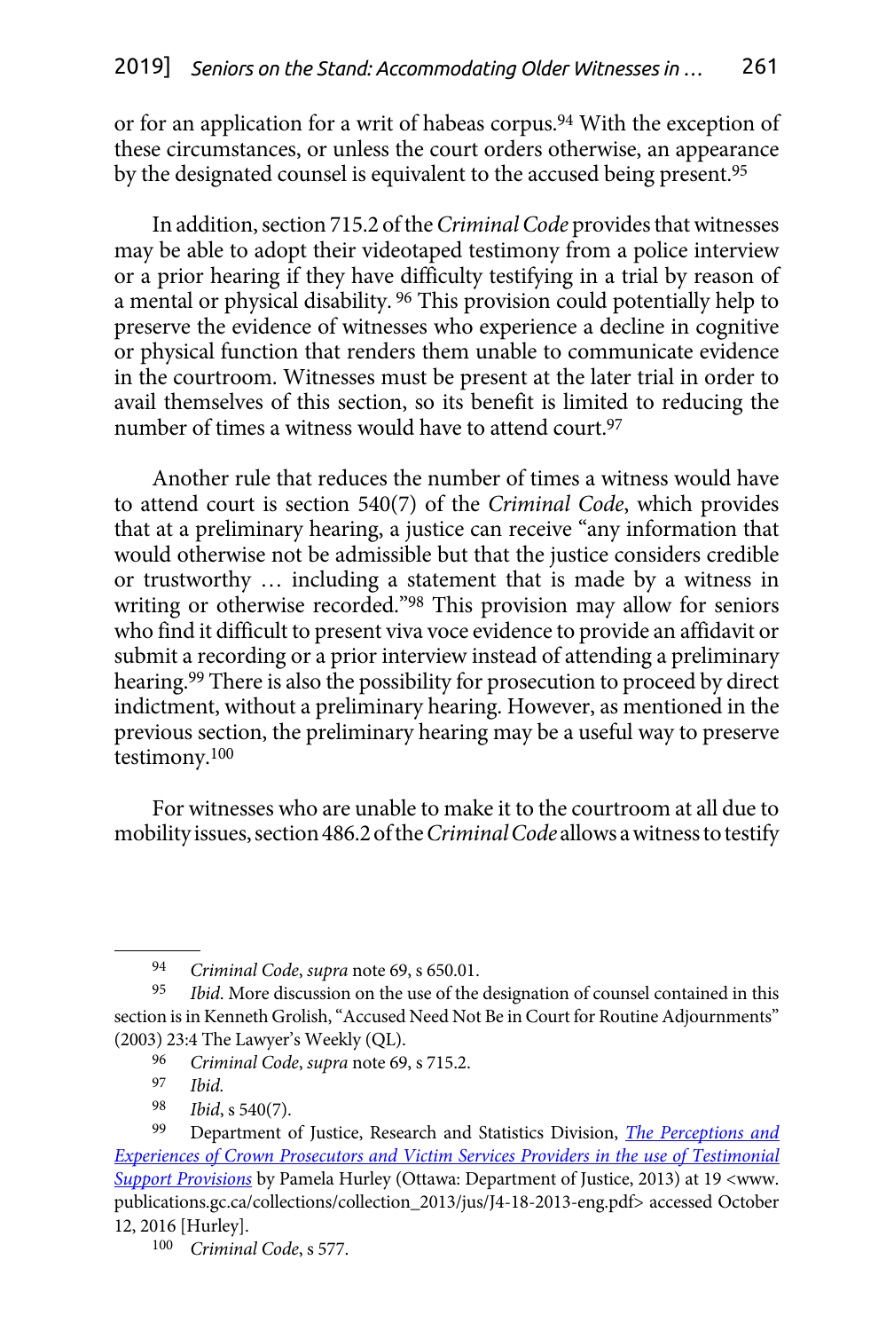or for an application for a writ of habeas corpus.[94] With the exception of these circumstances, or unless the court orders otherwise, an appearance by the designated counsel is equivalent to the accused being present.[95]

In addition, section 715.2 of the *Criminal Code* provides that witnesses may be able to adopt their videotaped testimony from a police interview or a prior hearing if they have difficulty testifying in a trial by reason of a mental or physical disability.[96] This provision could potentially help to preserve the evidence of witnesses who experience a decline in cognitive or physical function that renders them unable to communicate evidence in the courtroom. Witnesses must be present at the later trial in order to avail themselves of this section, so its benefit is limited to reducing the number of times a witness would have to attend court.[97]

Another rule that reduces the number of times a witness would have to attend court is section 540(7) of the *Criminal Code*, which provides that at a preliminary hearing, a justice can receive "any information that would otherwise not be admissible but that the justice considers credible or trustworthy … including a statement that is made by a witness in writing or otherwise recorded."[98] This provision may allow for seniors who find it difficult to present viva voce evidence to provide an affidavit or submit a recording or a prior interview instead of attending a preliminary hearing.[99] There is also the possibility for prosecution to proceed by direct indictment, without a preliminary hearing. However, as mentioned in the previous section, the preliminary hearing may be a useful way to preserve testimony.[100]

For witnesses who are unable to make it to the courtroom at all due to mobility issues, section 486.2 of the *Criminal Code* allows a witness to testify

---

[94] *Criminal Code*, *supra* note 69, s 650.01.

[95] *Ibid*. More discussion on the use of the designation of counsel contained in this section is in Kenneth Grolish, "Accused Need Not Be in Court for Routine Adjournments" (2003) 23:4 The Lawyer's Weekly (QL).

[96] *Criminal Code*, *supra* note 69, s 715.2.

[97] *Ibid.*

[98] *Ibid*, s 540(7).

[99] Department of Justice, Research and Statistics Division, *The Perceptions and Experiences of Crown Prosecutors and Victim Services Providers in the use of Testimonial Support Provisions* by Pamela Hurley (Ottawa: Department of Justice, 2013) at 19 <www.publications.gc.ca/collections/collection_2013/jus/J4-18-2013-eng.pdf> accessed October 12, 2016 [Hurley].

[100] *Criminal Code*, s 577.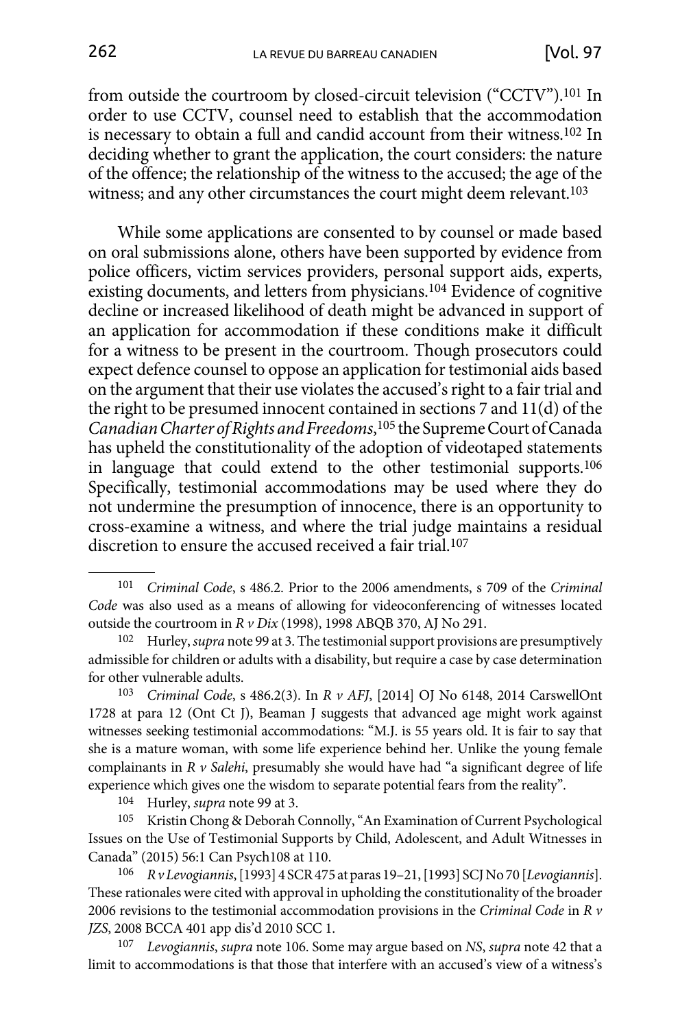from outside the courtroom by closed-circuit television ("CCTV").[101] In order to use CCTV, counsel need to establish that the accommodation is necessary to obtain a full and candid account from their witness.[102] In deciding whether to grant the application, the court considers: the nature of the offence; the relationship of the witness to the accused; the age of the witness; and any other circumstances the court might deem relevant.[103]

While some applications are consented to by counsel or made based on oral submissions alone, others have been supported by evidence from police officers, victim services providers, personal support aids, experts, existing documents, and letters from physicians.[104] Evidence of cognitive decline or increased likelihood of death might be advanced in support of an application for accommodation if these conditions make it difficult for a witness to be present in the courtroom. Though prosecutors could expect defence counsel to oppose an application for testimonial aids based on the argument that their use violates the accused's right to a fair trial and the right to be presumed innocent contained in sections 7 and 11(d) of the *Canadian Charter of Rights and Freedoms*,[105] the Supreme Court of Canada has upheld the constitutionality of the adoption of videotaped statements in language that could extend to the other testimonial supports.[106] Specifically, testimonial accommodations may be used where they do not undermine the presumption of innocence, there is an opportunity to cross-examine a witness, and where the trial judge maintains a residual discretion to ensure the accused received a fair trial.[107]

---

[101] *Criminal Code*, s 486.2. Prior to the 2006 amendments, s 709 of the *Criminal Code* was also used as a means of allowing for videoconferencing of witnesses located outside the courtroom in *R v Dix* (1998), 1998 ABQB 370, AJ No 291.

[102] Hurley, *supra* note 99 at 3. The testimonial support provisions are presumptively admissible for children or adults with a disability, but require a case by case determination for other vulnerable adults.

[103] *Criminal Code*, s 486.2(3). In *R v AFJ*, [2014] OJ No 6148, 2014 CarswellOnt 1728 at para 12 (Ont Ct J), Beaman J suggests that advanced age might work against witnesses seeking testimonial accommodations: "M.J. is 55 years old. It is fair to say that she is a mature woman, with some life experience behind her. Unlike the young female complainants in *R v Salehi*, presumably she would have had "a significant degree of life experience which gives one the wisdom to separate potential fears from the reality".

[104] Hurley, *supra* note 99 at 3.

[105] Kristin Chong & Deborah Connolly, "An Examination of Current Psychological Issues on the Use of Testimonial Supports by Child, Adolescent, and Adult Witnesses in Canada" (2015) 56:1 Can Psych108 at 110.

[106] *R v Levogiannis*, [1993] 4 SCR 475 at paras 19–21, [1993] SCJ No 70 [*Levogiannis*]. These rationales were cited with approval in upholding the constitutionality of the broader 2006 revisions to the testimonial accommodation provisions in the *Criminal Code* in *R v JZS*, 2008 BCCA 401 app dis'd 2010 SCC 1.

[107] *Levogiannis*, *supra* note 106. Some may argue based on *NS*, *supra* note 42 that a limit to accommodations is that those that interfere with an accused's view of a witness's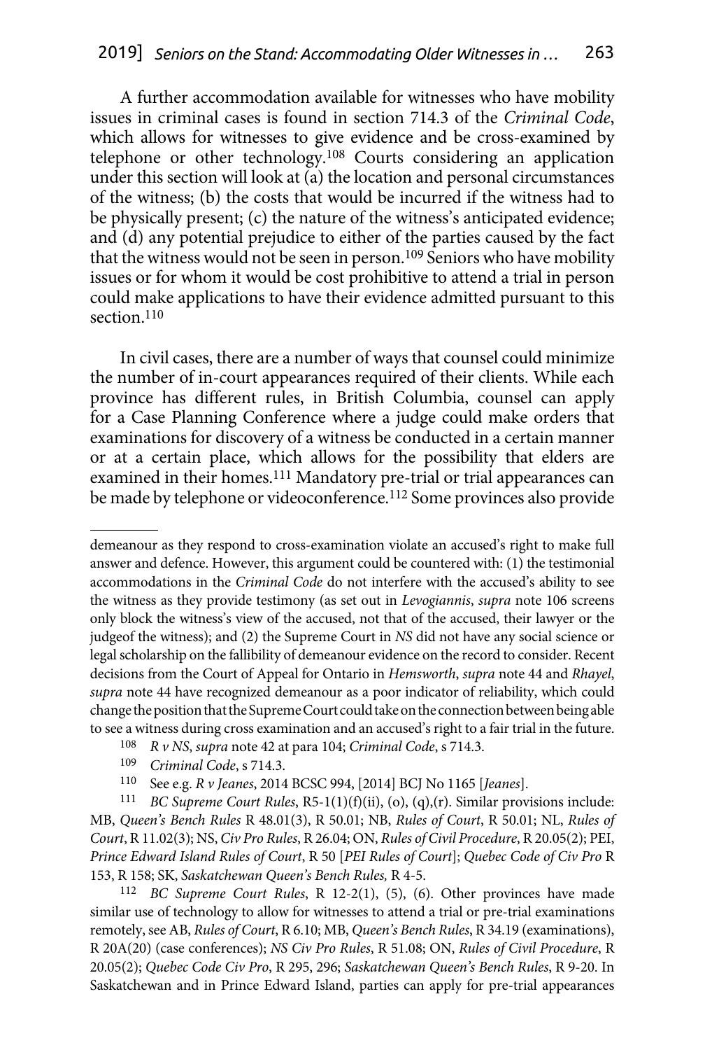A further accommodation available for witnesses who have mobility issues in criminal cases is found in section 714.3 of the *Criminal Code*, which allows for witnesses to give evidence and be cross-examined by telephone or other technology.[108] Courts considering an application under this section will look at (a) the location and personal circumstances of the witness; (b) the costs that would be incurred if the witness had to be physically present; (c) the nature of the witness's anticipated evidence; and (d) any potential prejudice to either of the parties caused by the fact that the witness would not be seen in person.[109] Seniors who have mobility issues or for whom it would be cost prohibitive to attend a trial in person could make applications to have their evidence admitted pursuant to this section.[110]

In civil cases, there are a number of ways that counsel could minimize the number of in-court appearances required of their clients. While each province has different rules, in British Columbia, counsel can apply for a Case Planning Conference where a judge could make orders that examinations for discovery of a witness be conducted in a certain manner or at a certain place, which allows for the possibility that elders are examined in their homes.[111] Mandatory pre-trial or trial appearances can be made by telephone or videoconference.[112] Some provinces also provide

---

demeanour as they respond to cross-examination violate an accused's right to make full answer and defence. However, this argument could be countered with: (1) the testimonial accommodations in the *Criminal Code* do not interfere with the accused's ability to see the witness as they provide testimony (as set out in *Levogiannis*, *supra* note 106 screens only block the witness's view of the accused, not that of the accused, their lawyer or the judgeof the witness); and (2) the Supreme Court in *NS* did not have any social science or legal scholarship on the fallibility of demeanour evidence on the record to consider. Recent decisions from the Court of Appeal for Ontario in *Hemsworth*, *supra* note 44 and *Rhayel*, *supra* note 44 have recognized demeanour as a poor indicator of reliability, which could change the position that the Supreme Court could take on the connection between being able to see a witness during cross examination and an accused's right to a fair trial in the future.

[108] *R v NS*, *supra* note 42 at para 104; *Criminal Code*, s 714.3.

[109] *Criminal Code*, s 714.3.

[110] See e.g. *R v Jeanes*, 2014 BCSC 994, [2014] BCJ No 1165 [*Jeanes*].

[111] *BC Supreme Court Rules*, R5-1(1)(f)(ii), (o), (q),(r). Similar provisions include: MB, *Queen's Bench Rules* R 48.01(3), R 50.01; NB, *Rules of Court*, R 50.01; NL, *Rules of Court*, R 11.02(3); NS, *Civ Pro Rules*, R 26.04; ON, *Rules of Civil Procedure*, R 20.05(2); PEI, *Prince Edward Island Rules of Court*, R 50 [*PEI Rules of Court*]; *Quebec Code of Civ Pro* R 153, R 158; SK, *Saskatchewan Queen's Bench Rules,* R 4-5.

[112] *BC Supreme Court Rules*, R 12-2(1), (5), (6). Other provinces have made similar use of technology to allow for witnesses to attend a trial or pre-trial examinations remotely, see AB, *Rules of Court*, R 6.10; MB, *Queen's Bench Rules*, R 34.19 (examinations), R 20A(20) (case conferences); *NS Civ Pro Rules*, R 51.08; ON, *Rules of Civil Procedure*, R 20.05(2); *Quebec Code Civ Pro*, R 295, 296; *Saskatchewan Queen's Bench Rules*, R 9-20. In Saskatchewan and in Prince Edward Island, parties can apply for pre-trial appearances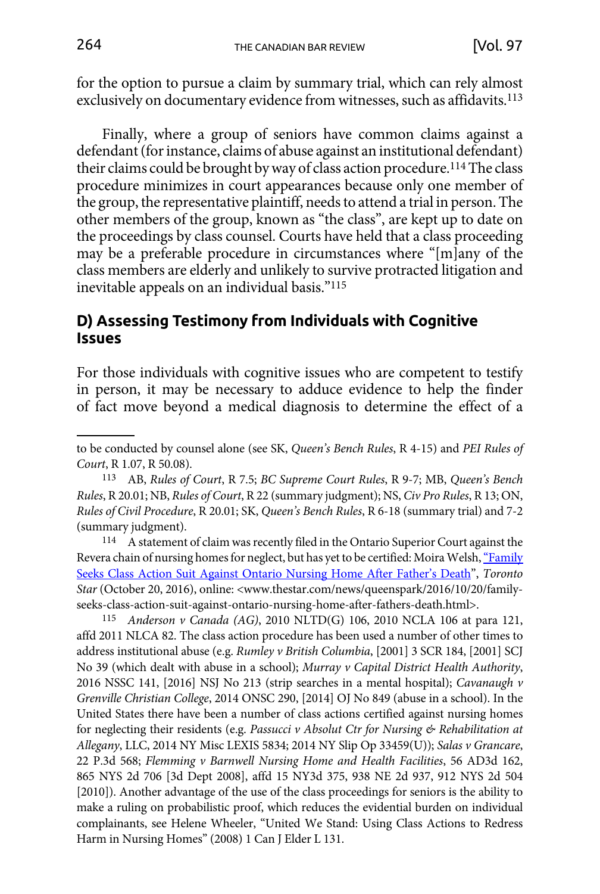for the option to pursue a claim by summary trial, which can rely almost exclusively on documentary evidence from witnesses, such as affidavits.[113]

Finally, where a group of seniors have common claims against a defendant (for instance, claims of abuse against an institutional defendant) their claims could be brought by way of class action procedure.[114] The class procedure minimizes in court appearances because only one member of the group, the representative plaintiff, needs to attend a trial in person. The other members of the group, known as "the class", are kept up to date on the proceedings by class counsel. Courts have held that a class proceeding may be a preferable procedure in circumstances where "[m]any of the class members are elderly and unlikely to survive protracted litigation and inevitable appeals on an individual basis."[115]

### D) Assessing Testimony from Individuals with Cognitive Issues

For those individuals with cognitive issues who are competent to testify in person, it may be necessary to adduce evidence to help the finder of fact move beyond a medical diagnosis to determine the effect of a

---

to be conducted by counsel alone (see SK, *Queen's Bench Rules*, R 4-15) and *PEI Rules of Court*, R 1.07, R 50.08).

113 AB, *Rules of Court*, R 7.5; *BC Supreme Court Rules*, R 9-7; MB, *Queen's Bench Rules*, R 20.01; NB, *Rules of Court*, R 22 (summary judgment); NS, *Civ Pro Rules*, R 13; ON, *Rules of Civil Procedure*, R 20.01; SK, *Queen's Bench Rules*, R 6-18 (summary trial) and 7-2 (summary judgment).

114 A statement of claim was recently filed in the Ontario Superior Court against the Revera chain of nursing homes for neglect, but has yet to be certified: Moira Welsh, "Family Seeks Class Action Suit Against Ontario Nursing Home After Father's Death", *Toronto Star* (October 20, 2016), online: <www.thestar.com/news/queenspark/2016/10/20/family-seeks-class-action-suit-against-ontario-nursing-home-after-fathers-death.html>.

115 *Anderson v Canada (AG)*, 2010 NLTD(G) 106, 2010 NCLA 106 at para 121, affd 2011 NLCA 82. The class action procedure has been used a number of other times to address institutional abuse (e.g. *Rumley v British Columbia*, [2001] 3 SCR 184, [2001] SCJ No 39 (which dealt with abuse in a school); *Murray v Capital District Health Authority*, 2016 NSSC 141, [2016] NSJ No 213 (strip searches in a mental hospital); *Cavanaugh v Grenville Christian College*, 2014 ONSC 290, [2014] OJ No 849 (abuse in a school). In the United States there have been a number of class actions certified against nursing homes for neglecting their residents (e.g. *Passucci v Absolut Ctr for Nursing & Rehabilitation at Allegany*, LLC, 2014 NY Misc LEXIS 5834; 2014 NY Slip Op 33459(U)); *Salas v Grancare*, 22 P.3d 568; *Flemming v Barnwell Nursing Home and Health Facilities*, 56 AD3d 162, 865 NYS 2d 706 [3d Dept 2008], affd 15 NY3d 375, 938 NE 2d 937, 912 NYS 2d 504 [2010]). Another advantage of the use of the class proceedings for seniors is the ability to make a ruling on probabilistic proof, which reduces the evidential burden on individual complainants, see Helene Wheeler, "United We Stand: Using Class Actions to Redress Harm in Nursing Homes" (2008) 1 Can J Elder L 131.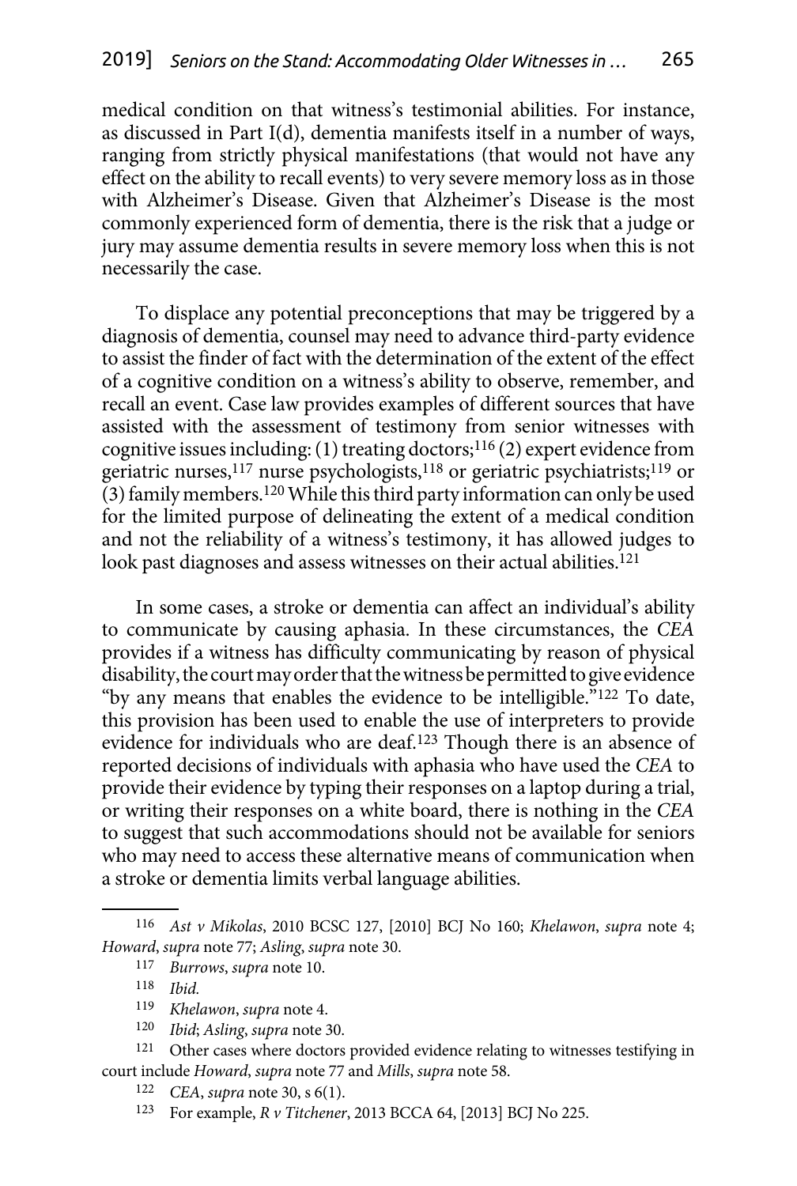medical condition on that witness's testimonial abilities. For instance, as discussed in Part I(d), dementia manifests itself in a number of ways, ranging from strictly physical manifestations (that would not have any effect on the ability to recall events) to very severe memory loss as in those with Alzheimer's Disease. Given that Alzheimer's Disease is the most commonly experienced form of dementia, there is the risk that a judge or jury may assume dementia results in severe memory loss when this is not necessarily the case.

To displace any potential preconceptions that may be triggered by a diagnosis of dementia, counsel may need to advance third-party evidence to assist the finder of fact with the determination of the extent of the effect of a cognitive condition on a witness's ability to observe, remember, and recall an event. Case law provides examples of different sources that have assisted with the assessment of testimony from senior witnesses with cognitive issues including: (1) treating doctors;[116] (2) expert evidence from geriatric nurses,[117] nurse psychologists,[118] or geriatric psychiatrists;[119] or (3) family members.[120] While this third party information can only be used for the limited purpose of delineating the extent of a medical condition and not the reliability of a witness's testimony, it has allowed judges to look past diagnoses and assess witnesses on their actual abilities.[121]

In some cases, a stroke or dementia can affect an individual's ability to communicate by causing aphasia. In these circumstances, the *CEA* provides if a witness has difficulty communicating by reason of physical disability, the court may order that the witness be permitted to give evidence "by any means that enables the evidence to be intelligible."[122] To date, this provision has been used to enable the use of interpreters to provide evidence for individuals who are deaf.[123] Though there is an absence of reported decisions of individuals with aphasia who have used the *CEA* to provide their evidence by typing their responses on a laptop during a trial, or writing their responses on a white board, there is nothing in the *CEA* to suggest that such accommodations should not be available for seniors who may need to access these alternative means of communication when a stroke or dementia limits verbal language abilities.

---

116 *Ast v Mikolas*, 2010 BCSC 127, [2010] BCJ No 160; *Khelawon*, *supra* note 4; *Howard*, *supra* note 77; *Asling*, *supra* note 30.

117 *Burrows*, *supra* note 10.

118 *Ibid.*

119 *Khelawon*, *supra* note 4.

120 *Ibid*; *Asling*, *supra* note 30.

121 Other cases where doctors provided evidence relating to witnesses testifying in court include *Howard*, *supra* note 77 and *Mills*, *supra* note 58.

122 *CEA*, *supra* note 30, s 6(1).

123 For example, *R v Titchener*, 2013 BCCA 64, [2013] BCJ No 225.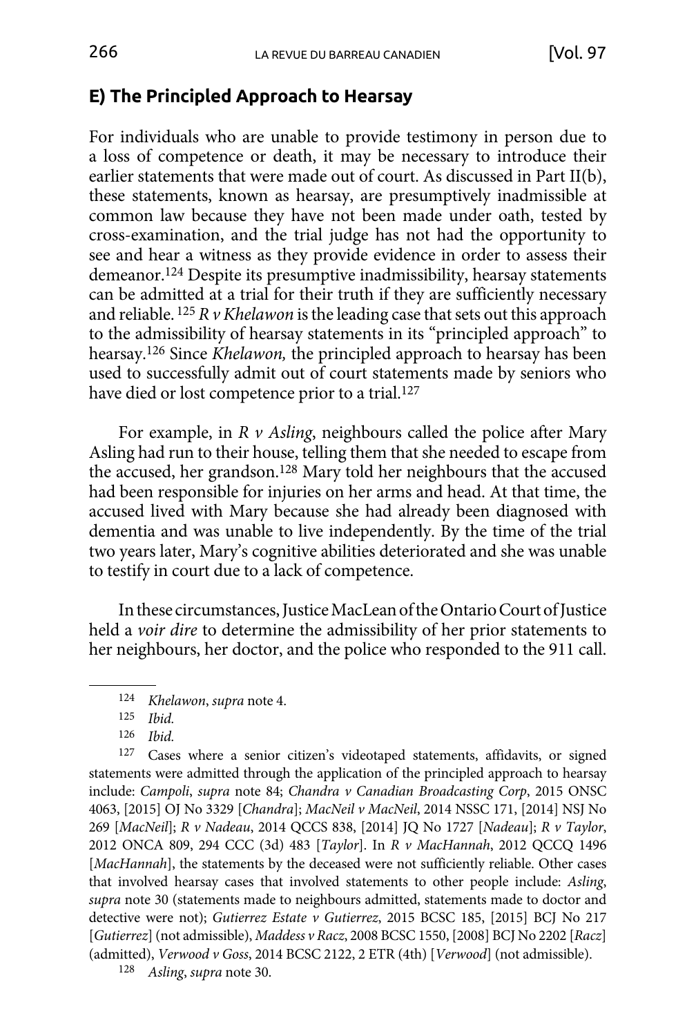## E) The Principled Approach to Hearsay

For individuals who are unable to provide testimony in person due to a loss of competence or death, it may be necessary to introduce their earlier statements that were made out of court. As discussed in Part II(b), these statements, known as hearsay, are presumptively inadmissible at common law because they have not been made under oath, tested by cross-examination, and the trial judge has not had the opportunity to see and hear a witness as they provide evidence in order to assess their demeanor.[124] Despite its presumptive inadmissibility, hearsay statements can be admitted at a trial for their truth if they are sufficiently necessary and reliable.[125] *R v Khelawon* is the leading case that sets out this approach to the admissibility of hearsay statements in its "principled approach" to hearsay.[126] Since *Khelawon,* the principled approach to hearsay has been used to successfully admit out of court statements made by seniors who have died or lost competence prior to a trial.[127]

For example, in *R v Asling*, neighbours called the police after Mary Asling had run to their house, telling them that she needed to escape from the accused, her grandson.[128] Mary told her neighbours that the accused had been responsible for injuries on her arms and head. At that time, the accused lived with Mary because she had already been diagnosed with dementia and was unable to live independently. By the time of the trial two years later, Mary's cognitive abilities deteriorated and she was unable to testify in court due to a lack of competence.

In these circumstances, Justice MacLean of the Ontario Court of Justice held a *voir dire* to determine the admissibility of her prior statements to her neighbours, her doctor, and the police who responded to the 911 call.

---

124 *Khelawon*, *supra* note 4.

125 *Ibid.*

126 *Ibid.*

127 Cases where a senior citizen's videotaped statements, affidavits, or signed statements were admitted through the application of the principled approach to hearsay include: *Campoli*, *supra* note 84; *Chandra v Canadian Broadcasting Corp*, 2015 ONSC 4063, [2015] OJ No 3329 [*Chandra*]; *MacNeil v MacNeil*, 2014 NSSC 171, [2014] NSJ No 269 [*MacNeil*]; *R v Nadeau*, 2014 QCCS 838, [2014] JQ No 1727 [*Nadeau*]; *R v Taylor*, 2012 ONCA 809, 294 CCC (3d) 483 [*Taylor*]. In *R v MacHannah*, 2012 QCCQ 1496 [*MacHannah*], the statements by the deceased were not sufficiently reliable. Other cases that involved hearsay cases that involved statements to other people include: *Asling*, *supra* note 30 (statements made to neighbours admitted, statements made to doctor and detective were not); *Gutierrez Estate v Gutierrez*, 2015 BCSC 185, [2015] BCJ No 217 [*Gutierrez*] (not admissible), *Maddess v Racz*, 2008 BCSC 1550, [2008] BCJ No 2202 [*Racz*] (admitted), *Verwood v Goss*, 2014 BCSC 2122, 2 ETR (4th) [*Verwood*] (not admissible).

128 *Asling*, *supra* note 30.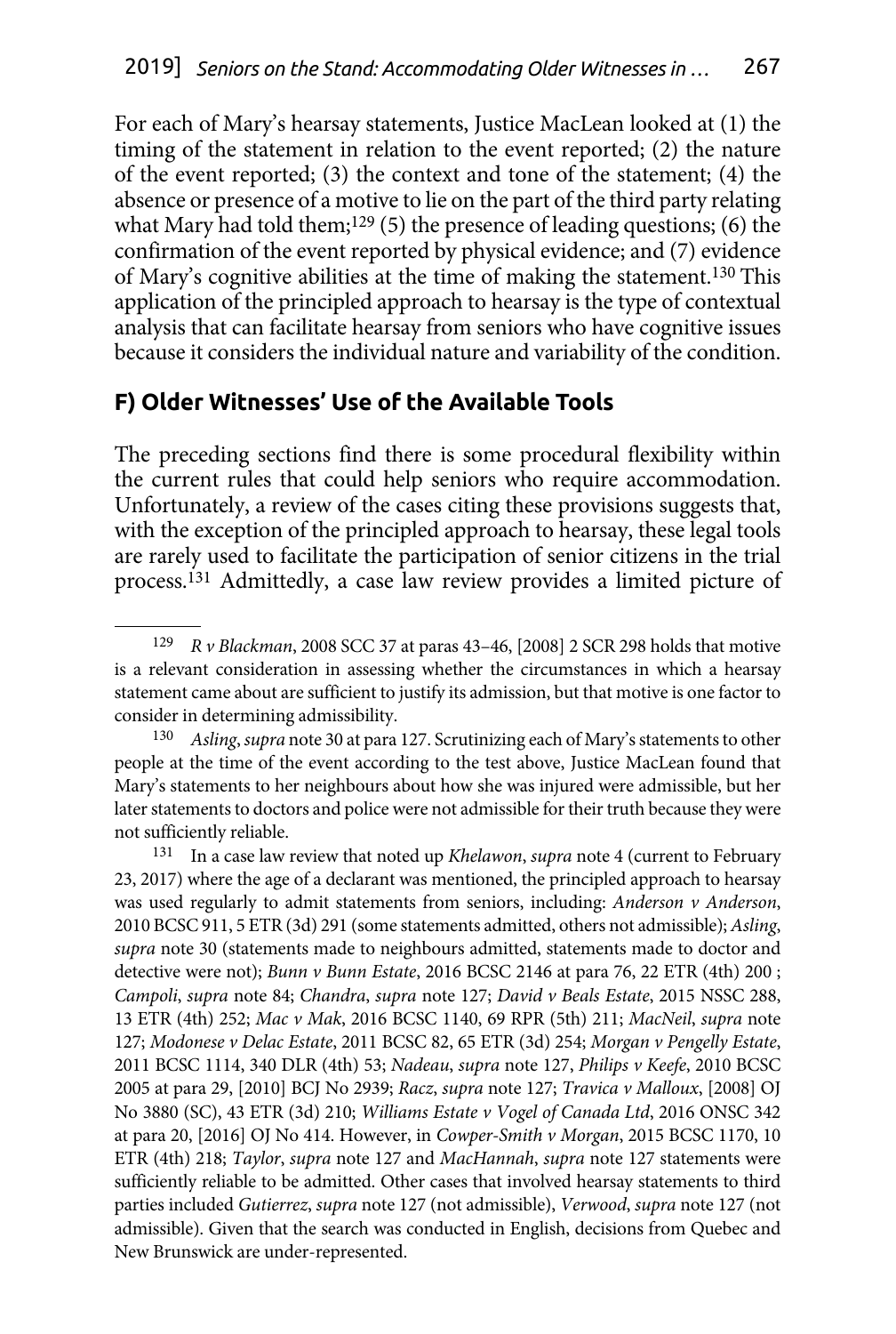For each of Mary's hearsay statements, Justice MacLean looked at (1) the timing of the statement in relation to the event reported; (2) the nature of the event reported; (3) the context and tone of the statement; (4) the absence or presence of a motive to lie on the part of the third party relating what Mary had told them;[129] (5) the presence of leading questions; (6) the confirmation of the event reported by physical evidence; and (7) evidence of Mary's cognitive abilities at the time of making the statement.[130] This application of the principled approach to hearsay is the type of contextual analysis that can facilitate hearsay from seniors who have cognitive issues because it considers the individual nature and variability of the condition.

## F) Older Witnesses' Use of the Available Tools

The preceding sections find there is some procedural flexibility within the current rules that could help seniors who require accommodation. Unfortunately, a review of the cases citing these provisions suggests that, with the exception of the principled approach to hearsay, these legal tools are rarely used to facilitate the participation of senior citizens in the trial process.[131] Admittedly, a case law review provides a limited picture of

---

[129] *R v Blackman*, 2008 SCC 37 at paras 43–46, [2008] 2 SCR 298 holds that motive is a relevant consideration in assessing whether the circumstances in which a hearsay statement came about are sufficient to justify its admission, but that motive is one factor to consider in determining admissibility.

[130] *Asling*, *supra* note 30 at para 127. Scrutinizing each of Mary's statements to other people at the time of the event according to the test above, Justice MacLean found that Mary's statements to her neighbours about how she was injured were admissible, but her later statements to doctors and police were not admissible for their truth because they were not sufficiently reliable.

[131] In a case law review that noted up *Khelawon*, *supra* note 4 (current to February 23, 2017) where the age of a declarant was mentioned, the principled approach to hearsay was used regularly to admit statements from seniors, including: *Anderson v Anderson*, 2010 BCSC 911, 5 ETR (3d) 291 (some statements admitted, others not admissible); *Asling*, *supra* note 30 (statements made to neighbours admitted, statements made to doctor and detective were not); *Bunn v Bunn Estate*, 2016 BCSC 2146 at para 76, 22 ETR (4th) 200 ; *Campoli*, *supra* note 84; *Chandra*, *supra* note 127; *David v Beals Estate*, 2015 NSSC 288, 13 ETR (4th) 252; *Mac v Mak*, 2016 BCSC 1140, 69 RPR (5th) 211; *MacNeil*, *supra* note 127; *Modonese v Delac Estate*, 2011 BCSC 82, 65 ETR (3d) 254; *Morgan v Pengelly Estate*, 2011 BCSC 1114, 340 DLR (4th) 53; *Nadeau*, *supra* note 127, *Philips v Keefe*, 2010 BCSC 2005 at para 29, [2010] BCJ No 2939; *Racz*, *supra* note 127; *Travica v Malloux*, [2008] OJ No 3880 (SC), 43 ETR (3d) 210; *Williams Estate v Vogel of Canada Ltd*, 2016 ONSC 342 at para 20, [2016] OJ No 414. However, in *Cowper-Smith v Morgan*, 2015 BCSC 1170, 10 ETR (4th) 218; *Taylor*, *supra* note 127 and *MacHannah*, *supra* note 127 statements were sufficiently reliable to be admitted. Other cases that involved hearsay statements to third parties included *Gutierrez*, *supra* note 127 (not admissible), *Verwood*, *supra* note 127 (not admissible). Given that the search was conducted in English, decisions from Quebec and New Brunswick are under-represented.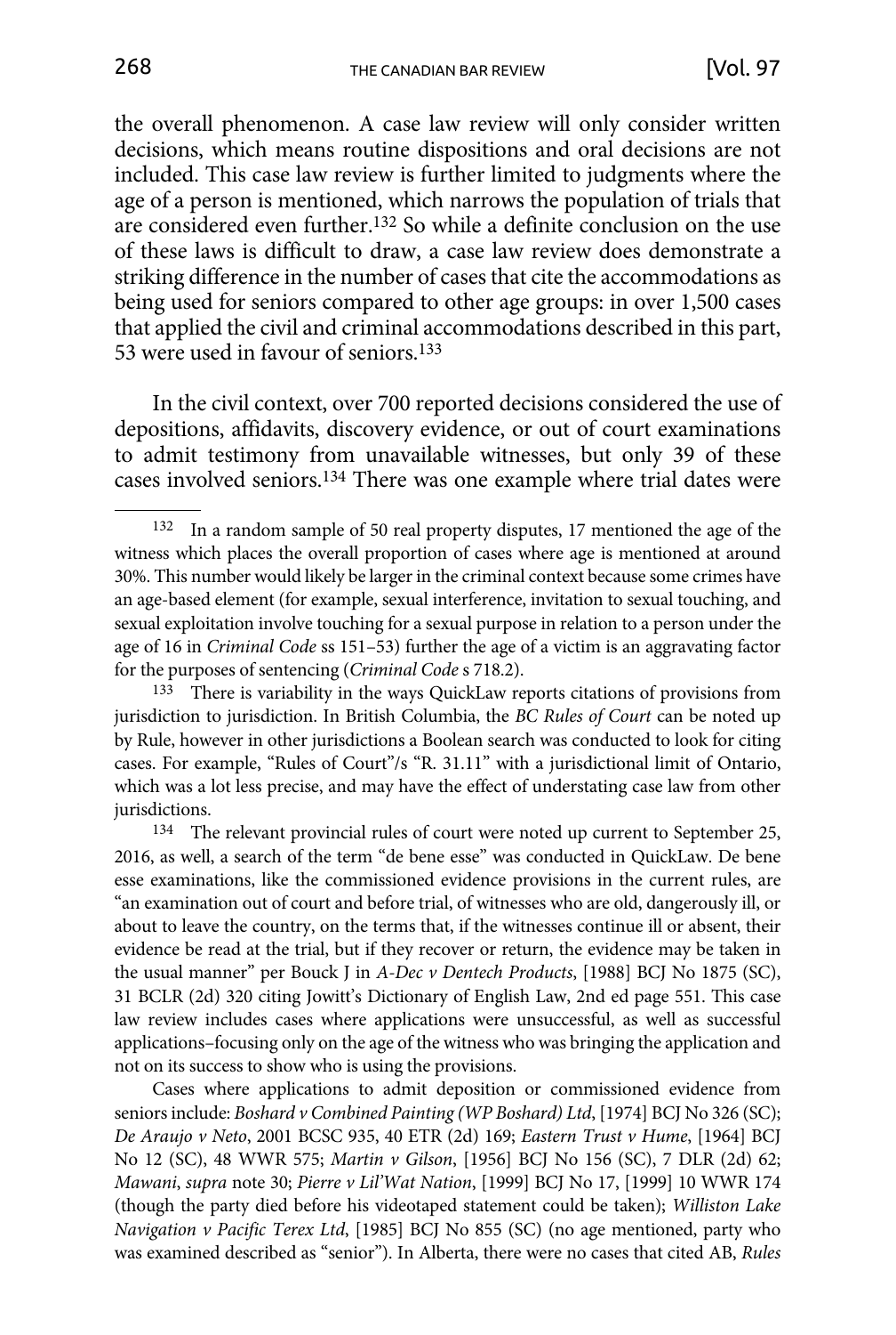the overall phenomenon. A case law review will only consider written decisions, which means routine dispositions and oral decisions are not included. This case law review is further limited to judgments where the age of a person is mentioned, which narrows the population of trials that are considered even further.[132] So while a definite conclusion on the use of these laws is difficult to draw, a case law review does demonstrate a striking difference in the number of cases that cite the accommodations as being used for seniors compared to other age groups: in over 1,500 cases that applied the civil and criminal accommodations described in this part, 53 were used in favour of seniors.[133]

In the civil context, over 700 reported decisions considered the use of depositions, affidavits, discovery evidence, or out of court examinations to admit testimony from unavailable witnesses, but only 39 of these cases involved seniors.[134] There was one example where trial dates were

---

[132] In a random sample of 50 real property disputes, 17 mentioned the age of the witness which places the overall proportion of cases where age is mentioned at around 30%. This number would likely be larger in the criminal context because some crimes have an age-based element (for example, sexual interference, invitation to sexual touching, and sexual exploitation involve touching for a sexual purpose in relation to a person under the age of 16 in *Criminal Code* ss 151–53) further the age of a victim is an aggravating factor for the purposes of sentencing (*Criminal Code* s 718.2).

[133] There is variability in the ways QuickLaw reports citations of provisions from jurisdiction to jurisdiction. In British Columbia, the *BC Rules of Court* can be noted up by Rule, however in other jurisdictions a Boolean search was conducted to look for citing cases. For example, "Rules of Court"/s "R. 31.11" with a jurisdictional limit of Ontario, which was a lot less precise, and may have the effect of understating case law from other jurisdictions.

[134] The relevant provincial rules of court were noted up current to September 25, 2016, as well, a search of the term "de bene esse" was conducted in QuickLaw. De bene esse examinations, like the commissioned evidence provisions in the current rules, are "an examination out of court and before trial, of witnesses who are old, dangerously ill, or about to leave the country, on the terms that, if the witnesses continue ill or absent, their evidence be read at the trial, but if they recover or return, the evidence may be taken in the usual manner" per Bouck J in *A-Dec v Dentech Products*, [1988] BCJ No 1875 (SC), 31 BCLR (2d) 320 citing Jowitt's Dictionary of English Law, 2nd ed page 551. This case law review includes cases where applications were unsuccessful, as well as successful applications–focusing only on the age of the witness who was bringing the application and not on its success to show who is using the provisions.

Cases where applications to admit deposition or commissioned evidence from seniors include: *Boshard v Combined Painting (WP Boshard) Ltd*, [1974] BCJ No 326 (SC); *De Araujo v Neto*, 2001 BCSC 935, 40 ETR (2d) 169; *Eastern Trust v Hume*, [1964] BCJ No 12 (SC), 48 WWR 575; *Martin v Gilson*, [1956] BCJ No 156 (SC), 7 DLR (2d) 62; *Mawani*, *supra* note 30; *Pierre v Lil'Wat Nation*, [1999] BCJ No 17, [1999] 10 WWR 174 (though the party died before his videotaped statement could be taken); *Williston Lake Navigation v Pacific Terex Ltd*, [1985] BCJ No 855 (SC) (no age mentioned, party who was examined described as "senior"). In Alberta, there were no cases that cited AB, *Rules*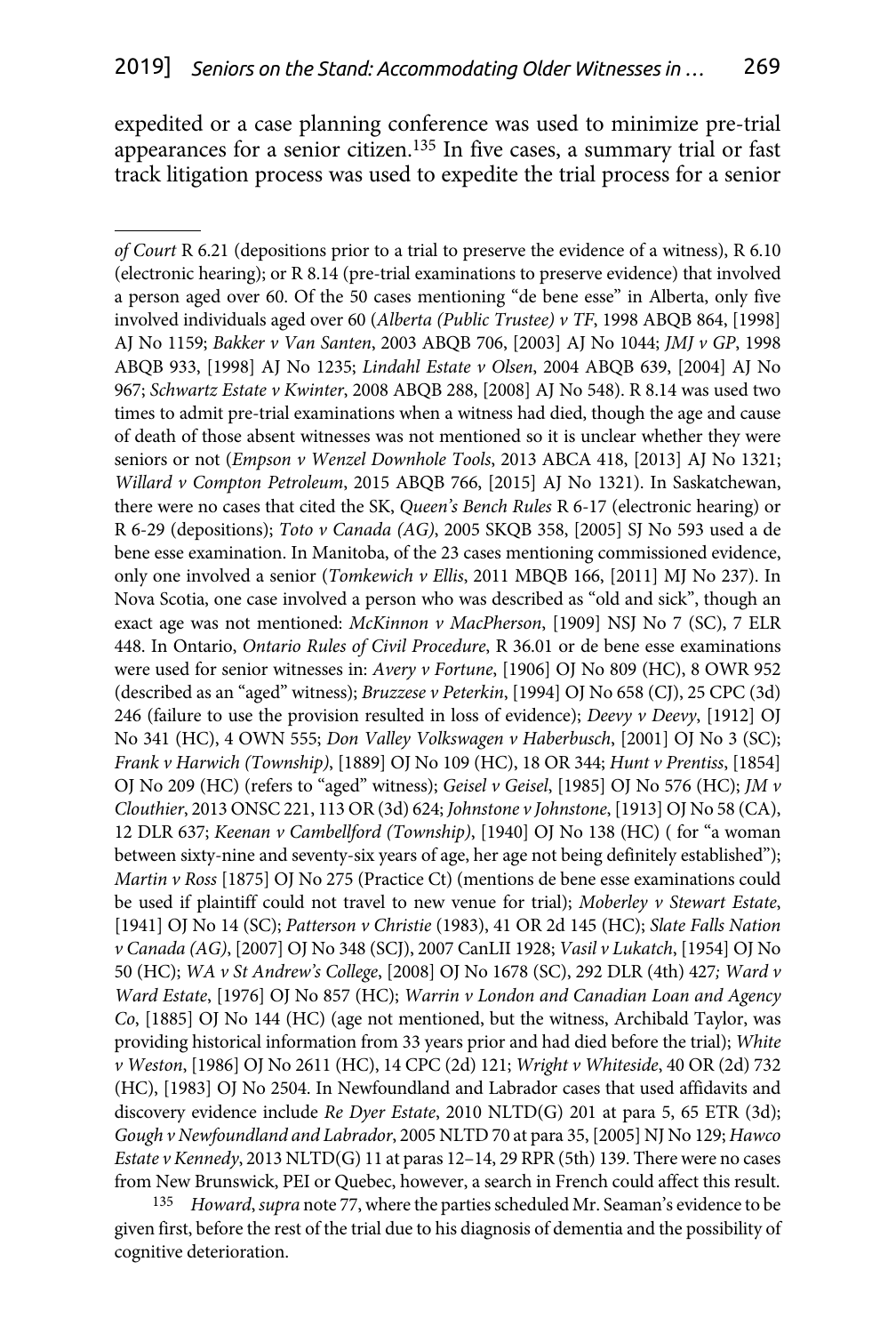expedited or a case planning conference was used to minimize pre-trial appearances for a senior citizen.[135] In five cases, a summary trial or fast track litigation process was used to expedite the trial process for a senior

---

*of Court* R 6.21 (depositions prior to a trial to preserve the evidence of a witness), R 6.10 (electronic hearing); or R 8.14 (pre-trial examinations to preserve evidence) that involved a person aged over 60. Of the 50 cases mentioning "de bene esse" in Alberta, only five involved individuals aged over 60 (*Alberta (Public Trustee) v TF*, 1998 ABQB 864, [1998] AJ No 1159; *Bakker v Van Santen*, 2003 ABQB 706, [2003] AJ No 1044; *JMJ v GP*, 1998 ABQB 933, [1998] AJ No 1235; *Lindahl Estate v Olsen*, 2004 ABQB 639, [2004] AJ No 967; *Schwartz Estate v Kwinter*, 2008 ABQB 288, [2008] AJ No 548). R 8.14 was used two times to admit pre-trial examinations when a witness had died, though the age and cause of death of those absent witnesses was not mentioned so it is unclear whether they were seniors or not (*Empson v Wenzel Downhole Tools*, 2013 ABCA 418, [2013] AJ No 1321; *Willard v Compton Petroleum*, 2015 ABQB 766, [2015] AJ No 1321). In Saskatchewan, there were no cases that cited the SK, *Queen's Bench Rules* R 6-17 (electronic hearing) or R 6-29 (depositions); *Toto v Canada (AG)*, 2005 SKQB 358, [2005] SJ No 593 used a de bene esse examination. In Manitoba, of the 23 cases mentioning commissioned evidence, only one involved a senior (*Tomkewich v Ellis*, 2011 MBQB 166, [2011] MJ No 237). In Nova Scotia, one case involved a person who was described as "old and sick", though an exact age was not mentioned: *McKinnon v MacPherson*, [1909] NSJ No 7 (SC), 7 ELR 448. In Ontario, *Ontario Rules of Civil Procedure*, R 36.01 or de bene esse examinations were used for senior witnesses in: *Avery v Fortune*, [1906] OJ No 809 (HC), 8 OWR 952 (described as an "aged" witness); *Bruzzese v Peterkin*, [1994] OJ No 658 (CJ), 25 CPC (3d) 246 (failure to use the provision resulted in loss of evidence); *Deevy v Deevy*, [1912] OJ No 341 (HC), 4 OWN 555; *Don Valley Volkswagen v Haberbusch*, [2001] OJ No 3 (SC); *Frank v Harwich (Township)*, [1889] OJ No 109 (HC), 18 OR 344; *Hunt v Prentiss*, [1854] OJ No 209 (HC) (refers to "aged" witness); *Geisel v Geisel*, [1985] OJ No 576 (HC); *JM v Clouthier*, 2013 ONSC 221, 113 OR (3d) 624; *Johnstone v Johnstone*, [1913] OJ No 58 (CA), 12 DLR 637; *Keenan v Cambellford (Township)*, [1940] OJ No 138 (HC) ( for "a woman between sixty-nine and seventy-six years of age, her age not being definitely established"); *Martin v Ross* [1875] OJ No 275 (Practice Ct) (mentions de bene esse examinations could be used if plaintiff could not travel to new venue for trial); *Moberley v Stewart Estate*, [1941] OJ No 14 (SC); *Patterson v Christie* (1983), 41 OR 2d 145 (HC); *Slate Falls Nation v Canada (AG)*, [2007] OJ No 348 (SCJ), 2007 CanLII 1928; *Vasil v Lukatch*, [1954] OJ No 50 (HC); *WA v St Andrew's College*, [2008] OJ No 1678 (SC), 292 DLR (4th) 427*; Ward v Ward Estate*, [1976] OJ No 857 (HC); *Warrin v London and Canadian Loan and Agency Co*, [1885] OJ No 144 (HC) (age not mentioned, but the witness, Archibald Taylor, was providing historical information from 33 years prior and had died before the trial); *White v Weston*, [1986] OJ No 2611 (HC), 14 CPC (2d) 121; *Wright v Whiteside*, 40 OR (2d) 732 (HC), [1983] OJ No 2504. In Newfoundland and Labrador cases that used affidavits and discovery evidence include *Re Dyer Estate*, 2010 NLTD(G) 201 at para 5, 65 ETR (3d); *Gough v Newfoundland and Labrador*, 2005 NLTD 70 at para 35, [2005] NJ No 129; *Hawco Estate v Kennedy*, 2013 NLTD(G) 11 at paras 12–14, 29 RPR (5th) 139. There were no cases from New Brunswick, PEI or Quebec, however, a search in French could affect this result.

[135] *Howard*, *supra* note 77, where the parties scheduled Mr. Seaman's evidence to be given first, before the rest of the trial due to his diagnosis of dementia and the possibility of cognitive deterioration.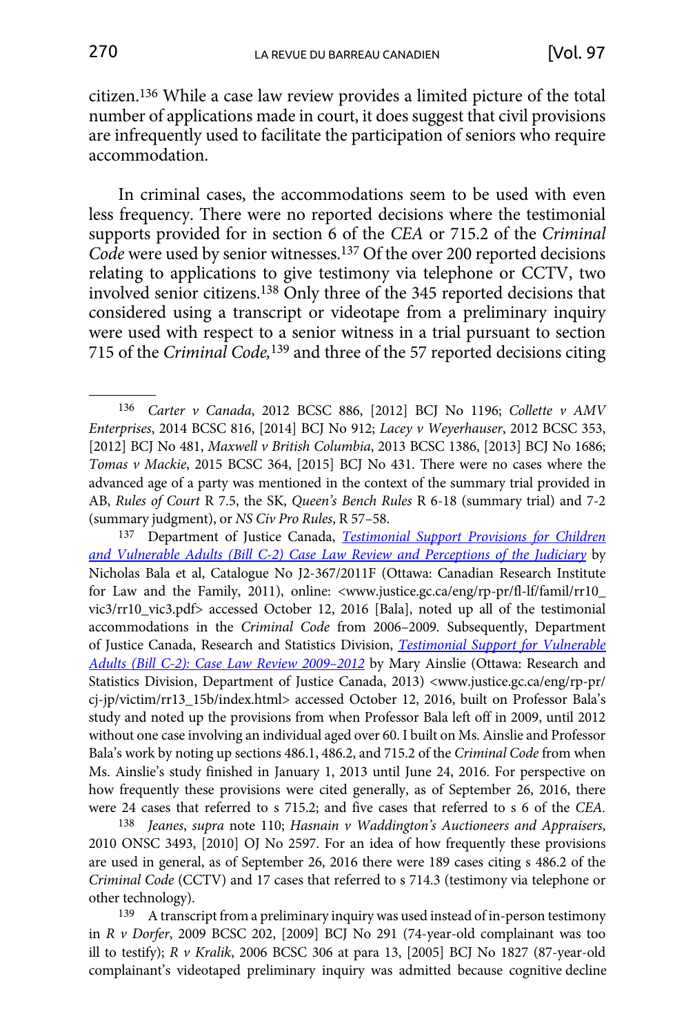citizen.[136] While a case law review provides a limited picture of the total number of applications made in court, it does suggest that civil provisions are infrequently used to facilitate the participation of seniors who require accommodation.

In criminal cases, the accommodations seem to be used with even less frequency. There were no reported decisions where the testimonial supports provided for in section 6 of the *CEA* or 715.2 of the *Criminal Code* were used by senior witnesses.[137] Of the over 200 reported decisions relating to applications to give testimony via telephone or CCTV, two involved senior citizens.[138] Only three of the 345 reported decisions that considered using a transcript or videotape from a preliminary inquiry were used with respect to a senior witness in a trial pursuant to section 715 of the *Criminal Code,*[139] and three of the 57 reported decisions citing

---

136 *Carter v Canada*, 2012 BCSC 886, [2012] BCJ No 1196; *Collette v AMV Enterprises*, 2014 BCSC 816, [2014] BCJ No 912; *Lacey v Weyerhauser*, 2012 BCSC 353, [2012] BCJ No 481, *Maxwell v British Columbia*, 2013 BCSC 1386, [2013] BCJ No 1686; *Tomas v Mackie*, 2015 BCSC 364, [2015] BCJ No 431. There were no cases where the advanced age of a party was mentioned in the context of the summary trial provided in AB, *Rules of Court* R 7.5, the SK, *Queen's Bench Rules* R 6-18 (summary trial) and 7-2 (summary judgment), or *NS Civ Pro Rules*, R 57–58.

137 Department of Justice Canada, *Testimonial Support Provisions for Children and Vulnerable Adults (Bill C-2) Case Law Review and Perceptions of the Judiciary* by Nicholas Bala et al, Catalogue No J2-367/2011F (Ottawa: Canadian Research Institute for Law and the Family, 2011), online: <www.justice.gc.ca/eng/rp-pr/fl-lf/famil/rr10_vic3/rr10_vic3.pdf> accessed October 12, 2016 [Bala], noted up all of the testimonial accommodations in the *Criminal Code* from 2006–2009. Subsequently, Department of Justice Canada, Research and Statistics Division, *Testimonial Support for Vulnerable Adults (Bill C-2): Case Law Review 2009–2012* by Mary Ainslie (Ottawa: Research and Statistics Division, Department of Justice Canada, 2013) <www.justice.gc.ca/eng/rp-pr/cj-jp/victim/rr13_15b/index.html> accessed October 12, 2016, built on Professor Bala's study and noted up the provisions from when Professor Bala left off in 2009, until 2012 without one case involving an individual aged over 60. I built on Ms. Ainslie and Professor Bala's work by noting up sections 486.1, 486.2, and 715.2 of the *Criminal Code* from when Ms. Ainslie's study finished in January 1, 2013 until June 24, 2016. For perspective on how frequently these provisions were cited generally, as of September 26, 2016, there were 24 cases that referred to s 715.2; and five cases that referred to s 6 of the *CEA*.

138 *Jeanes*, *supra* note 110; *Hasnain v Waddington's Auctioneers and Appraisers*, 2010 ONSC 3493, [2010] OJ No 2597. For an idea of how frequently these provisions are used in general, as of September 26, 2016 there were 189 cases citing s 486.2 of the *Criminal Code* (CCTV) and 17 cases that referred to s 714.3 (testimony via telephone or other technology).

139 A transcript from a preliminary inquiry was used instead of in-person testimony in *R v Dorfer*, 2009 BCSC 202, [2009] BCJ No 291 (74-year-old complainant was too ill to testify); *R v Kralik*, 2006 BCSC 306 at para 13, [2005] BCJ No 1827 (87-year-old complainant's videotaped preliminary inquiry was admitted because cognitive decline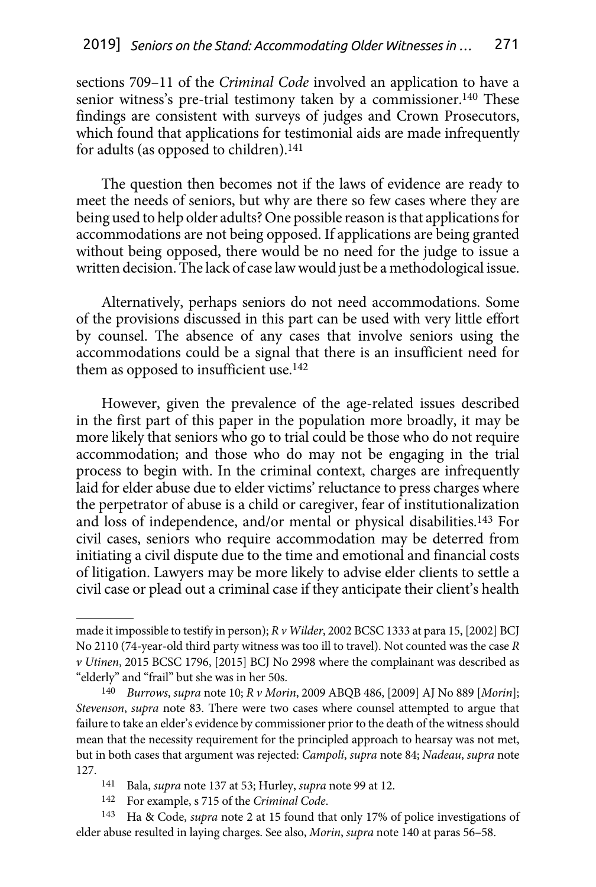sections 709–11 of the *Criminal Code* involved an application to have a senior witness's pre-trial testimony taken by a commissioner.[140] These findings are consistent with surveys of judges and Crown Prosecutors, which found that applications for testimonial aids are made infrequently for adults (as opposed to children).[141]

The question then becomes not if the laws of evidence are ready to meet the needs of seniors, but why are there so few cases where they are being used to help older adults? One possible reason is that applications for accommodations are not being opposed. If applications are being granted without being opposed, there would be no need for the judge to issue a written decision. The lack of case law would just be a methodological issue.

Alternatively, perhaps seniors do not need accommodations. Some of the provisions discussed in this part can be used with very little effort by counsel. The absence of any cases that involve seniors using the accommodations could be a signal that there is an insufficient need for them as opposed to insufficient use.[142]

However, given the prevalence of the age-related issues described in the first part of this paper in the population more broadly, it may be more likely that seniors who go to trial could be those who do not require accommodation; and those who do may not be engaging in the trial process to begin with. In the criminal context, charges are infrequently laid for elder abuse due to elder victims' reluctance to press charges where the perpetrator of abuse is a child or caregiver, fear of institutionalization and loss of independence, and/or mental or physical disabilities.[143] For civil cases, seniors who require accommodation may be deterred from initiating a civil dispute due to the time and emotional and financial costs of litigation. Lawyers may be more likely to advise elder clients to settle a civil case or plead out a criminal case if they anticipate their client's health

---

made it impossible to testify in person); *R v Wilder*, 2002 BCSC 1333 at para 15, [2002] BCJ No 2110 (74-year-old third party witness was too ill to travel). Not counted was the case *R v Utinen*, 2015 BCSC 1796, [2015] BCJ No 2998 where the complainant was described as "elderly" and "frail" but she was in her 50s.

140 *Burrows*, *supra* note 10; *R v Morin*, 2009 ABQB 486, [2009] AJ No 889 [*Morin*]; *Stevenson*, *supra* note 83. There were two cases where counsel attempted to argue that failure to take an elder's evidence by commissioner prior to the death of the witness should mean that the necessity requirement for the principled approach to hearsay was not met, but in both cases that argument was rejected: *Campoli*, *supra* note 84; *Nadeau*, *supra* note 127.

141 Bala, *supra* note 137 at 53; Hurley, *supra* note 99 at 12.

142 For example, s 715 of the *Criminal Code*.

143 Ha & Code, *supra* note 2 at 15 found that only 17% of police investigations of elder abuse resulted in laying charges. See also, *Morin*, *supra* note 140 at paras 56–58.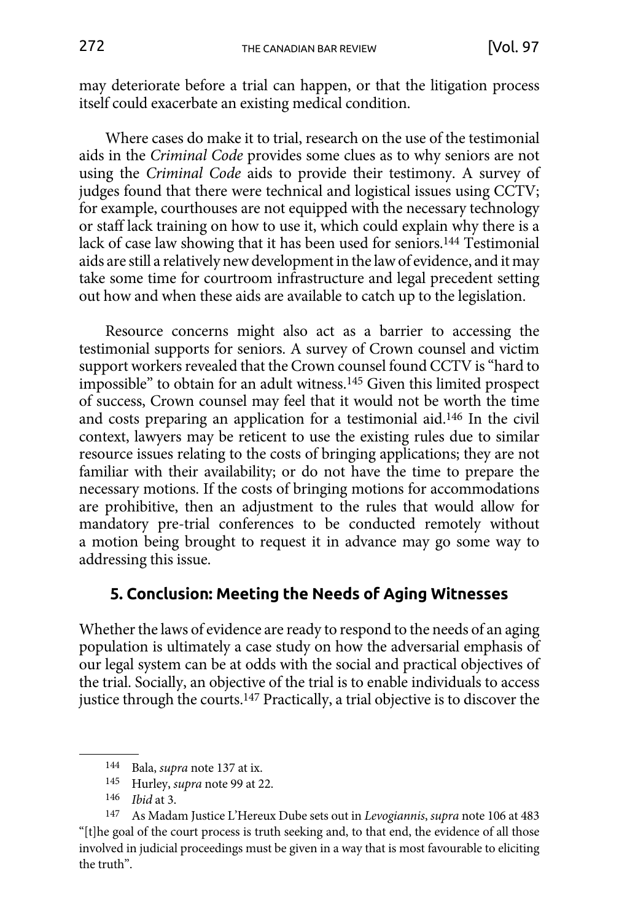may deteriorate before a trial can happen, or that the litigation process itself could exacerbate an existing medical condition.

Where cases do make it to trial, research on the use of the testimonial aids in the *Criminal Code* provides some clues as to why seniors are not using the *Criminal Code* aids to provide their testimony. A survey of judges found that there were technical and logistical issues using CCTV; for example, courthouses are not equipped with the necessary technology or staff lack training on how to use it, which could explain why there is a lack of case law showing that it has been used for seniors.[144] Testimonial aids are still a relatively new development in the law of evidence, and it may take some time for courtroom infrastructure and legal precedent setting out how and when these aids are available to catch up to the legislation.

Resource concerns might also act as a barrier to accessing the testimonial supports for seniors. A survey of Crown counsel and victim support workers revealed that the Crown counsel found CCTV is "hard to impossible" to obtain for an adult witness.[145] Given this limited prospect of success, Crown counsel may feel that it would not be worth the time and costs preparing an application for a testimonial aid.[146] In the civil context, lawyers may be reticent to use the existing rules due to similar resource issues relating to the costs of bringing applications; they are not familiar with their availability; or do not have the time to prepare the necessary motions. If the costs of bringing motions for accommodations are prohibitive, then an adjustment to the rules that would allow for mandatory pre-trial conferences to be conducted remotely without a motion being brought to request it in advance may go some way to addressing this issue.

## 5. Conclusion: Meeting the Needs of Aging Witnesses

Whether the laws of evidence are ready to respond to the needs of an aging population is ultimately a case study on how the adversarial emphasis of our legal system can be at odds with the social and practical objectives of the trial. Socially, an objective of the trial is to enable individuals to access justice through the courts.[147] Practically, a trial objective is to discover the

---

[144] Bala, *supra* note 137 at ix.

[145] Hurley, *supra* note 99 at 22.

[146] *Ibid* at 3.

[147] As Madam Justice L'Hereux Dube sets out in *Levogiannis*, *supra* note 106 at 483 "[t]he goal of the court process is truth seeking and, to that end, the evidence of all those involved in judicial proceedings must be given in a way that is most favourable to eliciting the truth".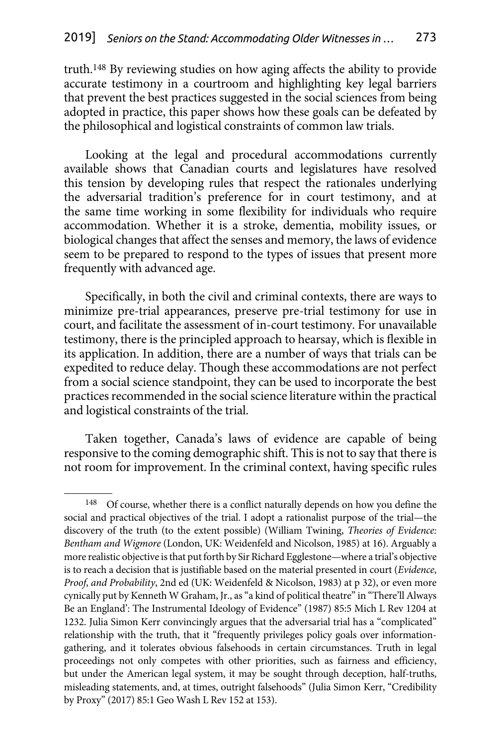truth.[148] By reviewing studies on how aging affects the ability to provide accurate testimony in a courtroom and highlighting key legal barriers that prevent the best practices suggested in the social sciences from being adopted in practice, this paper shows how these goals can be defeated by the philosophical and logistical constraints of common law trials.

Looking at the legal and procedural accommodations currently available shows that Canadian courts and legislatures have resolved this tension by developing rules that respect the rationales underlying the adversarial tradition's preference for in court testimony, and at the same time working in some flexibility for individuals who require accommodation. Whether it is a stroke, dementia, mobility issues, or biological changes that affect the senses and memory, the laws of evidence seem to be prepared to respond to the types of issues that present more frequently with advanced age.

Specifically, in both the civil and criminal contexts, there are ways to minimize pre-trial appearances, preserve pre-trial testimony for use in court, and facilitate the assessment of in-court testimony. For unavailable testimony, there is the principled approach to hearsay, which is flexible in its application. In addition, there are a number of ways that trials can be expedited to reduce delay. Though these accommodations are not perfect from a social science standpoint, they can be used to incorporate the best practices recommended in the social science literature within the practical and logistical constraints of the trial.

Taken together, Canada's laws of evidence are capable of being responsive to the coming demographic shift. This is not to say that there is not room for improvement. In the criminal context, having specific rules

---

[148] Of course, whether there is a conflict naturally depends on how you define the social and practical objectives of the trial. I adopt a rationalist purpose of the trial—the discovery of the truth (to the extent possible) (William Twining, *Theories of Evidence: Bentham and Wigmore* (London, UK: Weidenfeld and Nicolson, 1985) at 16). Arguably a more realistic objective is that put forth by Sir Richard Egglestone—where a trial's objective is to reach a decision that is justifiable based on the material presented in court (*Evidence, Proof, and Probability*, 2nd ed (UK: Weidenfeld & Nicolson, 1983) at p 32), or even more cynically put by Kenneth W Graham, Jr., as "a kind of political theatre" in "There'll Always Be an England': The Instrumental Ideology of Evidence" (1987) 85:5 Mich L Rev 1204 at 1232. Julia Simon Kerr convincingly argues that the adversarial trial has a "complicated" relationship with the truth, that it "frequently privileges policy goals over information-gathering, and it tolerates obvious falsehoods in certain circumstances. Truth in legal proceedings not only competes with other priorities, such as fairness and efficiency, but under the American legal system, it may be sought through deception, half-truths, misleading statements, and, at times, outright falsehoods" (Julia Simon Kerr, "Credibility by Proxy" (2017) 85:1 Geo Wash L Rev 152 at 153).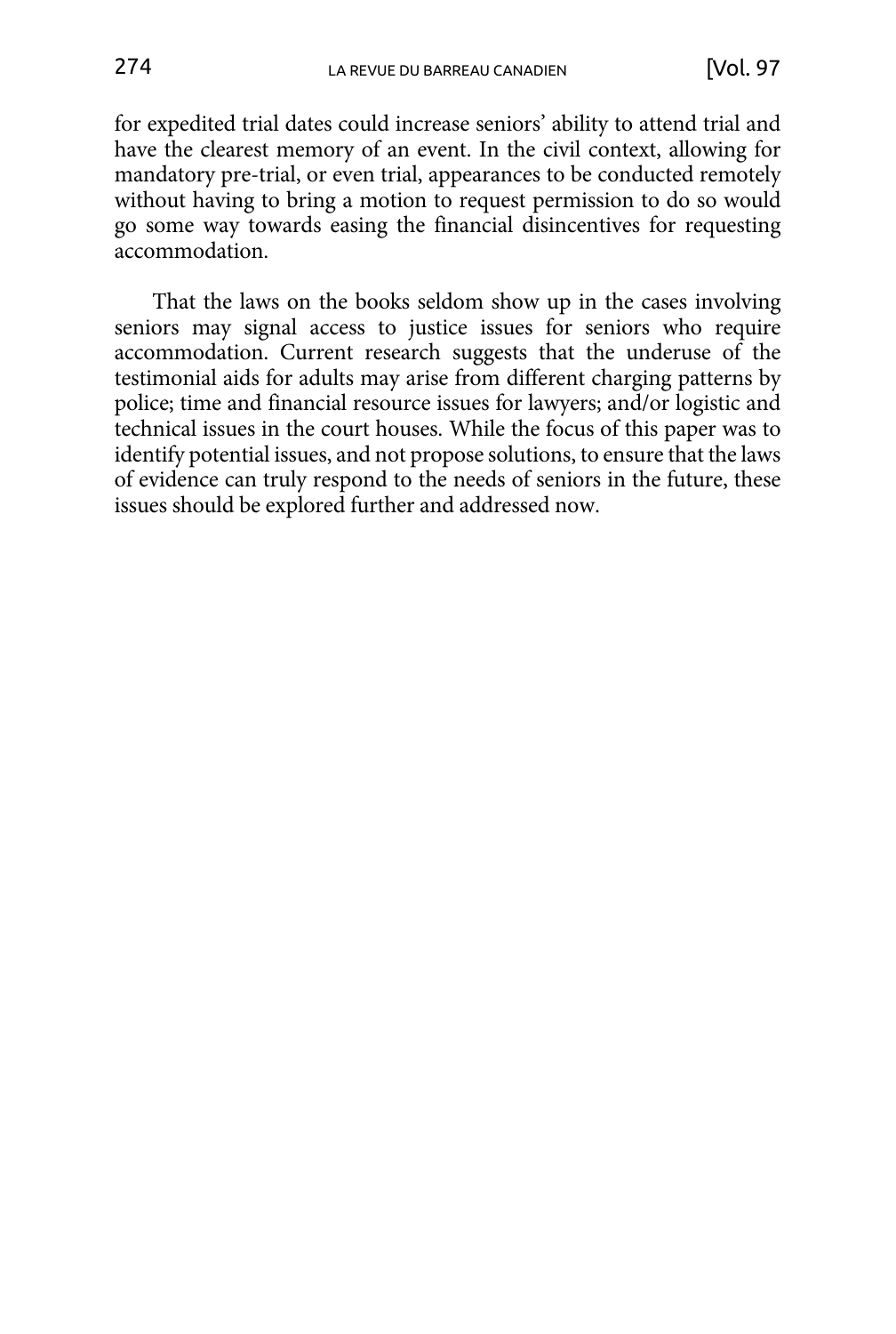for expedited trial dates could increase seniors' ability to attend trial and have the clearest memory of an event. In the civil context, allowing for mandatory pre-trial, or even trial, appearances to be conducted remotely without having to bring a motion to request permission to do so would go some way towards easing the financial disincentives for requesting accommodation.

That the laws on the books seldom show up in the cases involving seniors may signal access to justice issues for seniors who require accommodation. Current research suggests that the underuse of the testimonial aids for adults may arise from different charging patterns by police; time and financial resource issues for lawyers; and/or logistic and technical issues in the court houses. While the focus of this paper was to identify potential issues, and not propose solutions, to ensure that the laws of evidence can truly respond to the needs of seniors in the future, these issues should be explored further and addressed now.